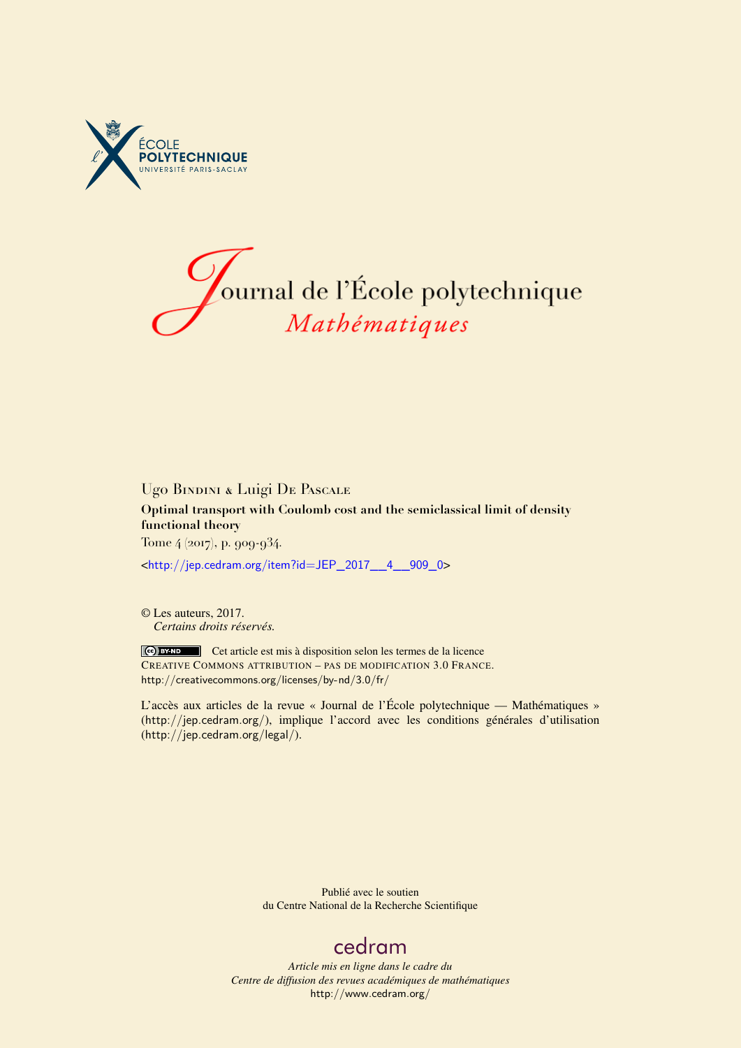ÉCOLE POLYTECHNIQUE
UNIVERSITÉ PARIS-SACLAY

# Journal de l'École polytechnique
## *Mathématiques*

Ugo Bindini & Luigi De Pascale

**Optimal transport with Coulomb cost and the semiclassical limit of density functional theory**

Tome 4 (2017), p. 909-934.

<http://jep.cedram.org/item?id=JEP_2017__4__909_0>

© Les auteurs, 2017.
*Certains droits réservés.*

Cet article est mis à disposition selon les termes de la licence
CREATIVE COMMONS ATTRIBUTION – PAS DE MODIFICATION 3.0 FRANCE.
http://creativecommons.org/licenses/by-nd/3.0/fr/

L'accès aux articles de la revue « Journal de l'École polytechnique — Mathématiques » (http://jep.cedram.org/), implique l'accord avec les conditions générales d'utilisation (http://jep.cedram.org/legal/).

Publié avec le soutien
du Centre National de la Recherche Scientifique

cedram

*Article mis en ligne dans le cadre du*
*Centre de diffusion des revues académiques de mathématiques*
http://www.cedram.org/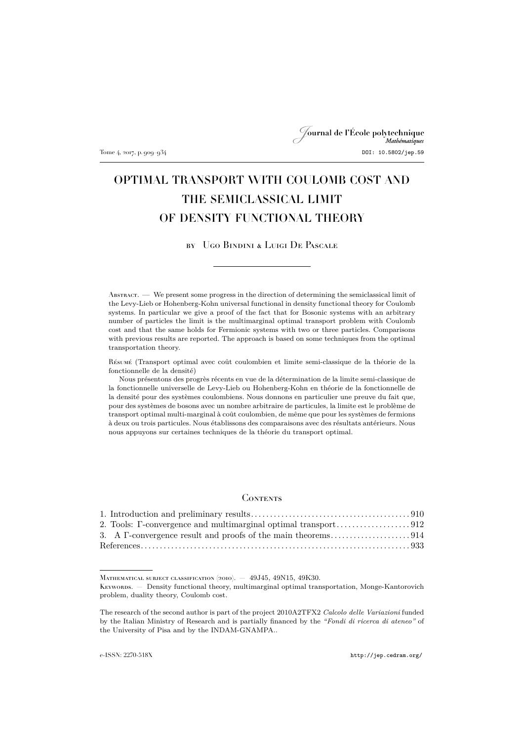# OPTIMAL TRANSPORT WITH COULOMB COST AND THE SEMICLASSICAL LIMIT OF DENSITY FUNCTIONAL THEORY

by Ugo Bindini & Luigi De Pascale

Abstract. — We present some progress in the direction of determining the semiclassical limit of the Levy-Lieb or Hohenberg-Kohn universal functional in density functional theory for Coulomb systems. In particular we give a proof of the fact that for Bosonic systems with an arbitrary number of particles the limit is the multimarginal optimal transport problem with Coulomb cost and that the same holds for Fermionic systems with two or three particles. Comparisons with previous results are reported. The approach is based on some techniques from the optimal transportation theory.

Résumé (Transport optimal avec coût coulombien et limite semi-classique de la théorie de la fonctionnelle de la densité)

Nous présentons des progrès récents en vue de la détermination de la limite semi-classique de la fonctionnelle universelle de Levy-Lieb ou Hohenberg-Kohn en théorie de la fonctionnelle de la densité pour des systèmes coulombiens. Nous donnons en particulier une preuve du fait que, pour des systèmes de bosons avec un nombre arbitraire de particules, la limite est le problème de transport optimal multi-marginal à coût coulombien, de même que pour les systèmes de fermions à deux ou trois particules. Nous établissons des comparaisons avec des résultats antérieurs. Nous nous appuyons sur certaines techniques de la théorie du transport optimal.

## Contents

1. Introduction and preliminary results ........ 910
2. Tools: Γ-convergence and multimarginal optimal transport ........ 912
3. A Γ-convergence result and proofs of the main theorems ........ 914

References ........ 933

---

Mathematical subject classification (2010). — 49J45, 49N15, 49K30.

Keywords. — Density functional theory, multimarginal optimal transportation, Monge-Kantorovich problem, duality theory, Coulomb cost.

The research of the second author is part of the project 2010A2TFX2 *Calcolo delle Variazioni* funded by the Italian Ministry of Research and is partially financed by the *"Fondi di ricerca di ateneo"* of the University of Pisa and by the INDAM-GNAMPA..

e-ISSN: 2270-518X http://jep.cedram.org/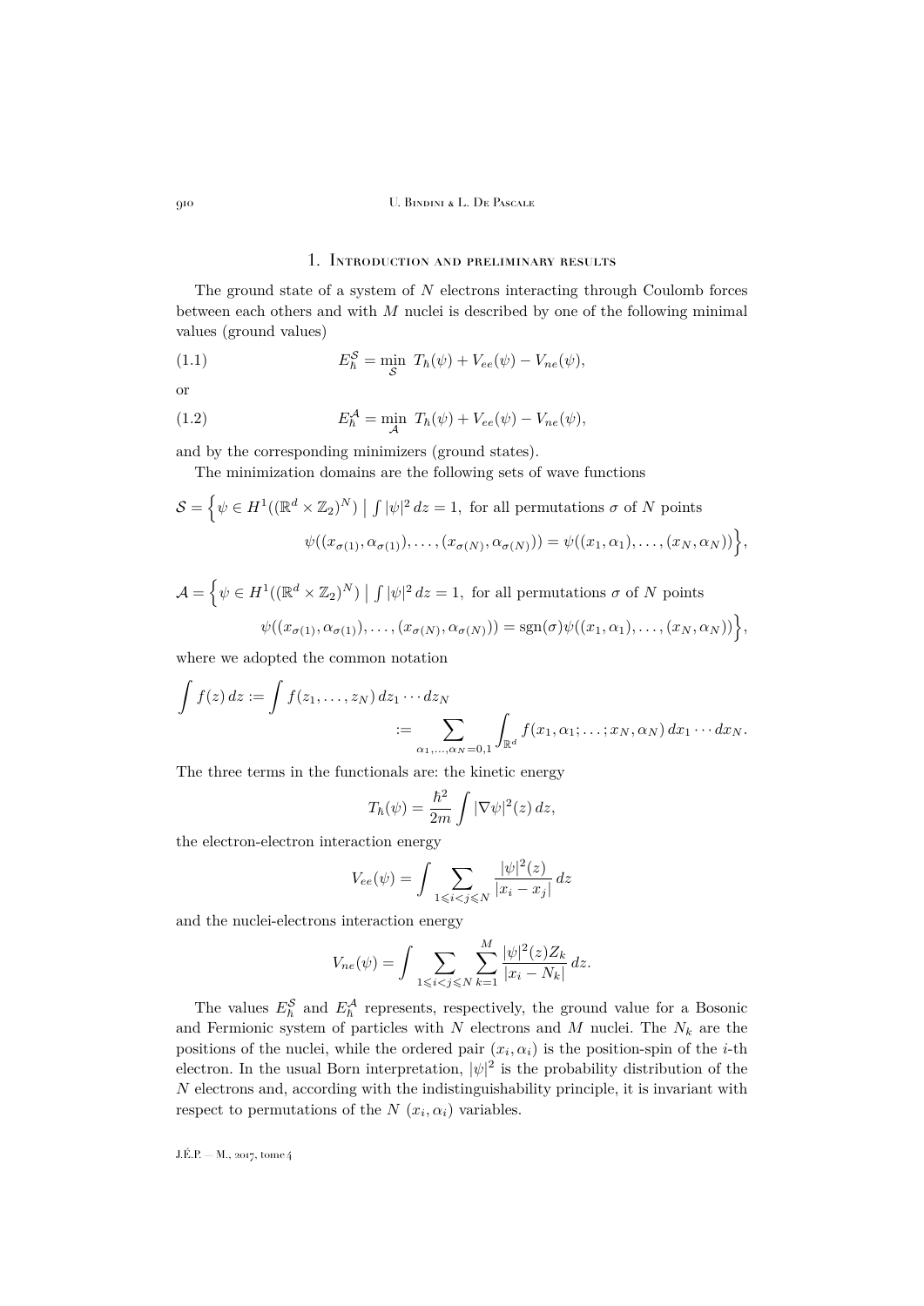## 1. Introduction and preliminary results

The ground state of a system of $N$ electrons interacting through Coulomb forces between each others and with $M$ nuclei is described by one of the following minimal values (ground values)

$$E_\hbar^{\mathcal{S}} = \min_{\mathcal{S}} \; T_\hbar(\psi) + V_{ee}(\psi) - V_{ne}(\psi), \tag{1.1}$$

or

$$E_\hbar^{\mathcal{A}} = \min_{\mathcal{A}} \; T_\hbar(\psi) + V_{ee}(\psi) - V_{ne}(\psi), \tag{1.2}$$

and by the corresponding minimizers (ground states).

The minimization domains are the following sets of wave functions

$$\mathcal{S} = \Big\{ \psi \in H^1((\mathbb{R}^d \times \mathbb{Z}_2)^N) \;\Big|\; \textstyle\int |\psi|^2 \, dz = 1, \text{ for all permutations } \sigma \text{ of } N \text{ points}$$
$$\psi((x_{\sigma(1)}, \alpha_{\sigma(1)}), \ldots, (x_{\sigma(N)}, \alpha_{\sigma(N)})) = \psi((x_1, \alpha_1), \ldots, (x_N, \alpha_N)) \Big\},$$

$$\mathcal{A} = \Big\{ \psi \in H^1((\mathbb{R}^d \times \mathbb{Z}_2)^N) \;\Big|\; \textstyle\int |\psi|^2 \, dz = 1, \text{ for all permutations } \sigma \text{ of } N \text{ points}$$
$$\psi((x_{\sigma(1)}, \alpha_{\sigma(1)}), \ldots, (x_{\sigma(N)}, \alpha_{\sigma(N)})) = \operatorname{sgn}(\sigma)\psi((x_1, \alpha_1), \ldots, (x_N, \alpha_N)) \Big\},$$

where we adopted the common notation

$$\int f(z) \, dz := \int f(z_1, \ldots, z_N) \, dz_1 \cdots dz_N := \sum_{\alpha_1, \ldots, \alpha_N = 0,1} \int_{\mathbb{R}^d} f(x_1, \alpha_1; \ldots; x_N, \alpha_N) \, dx_1 \cdots dx_N.$$

The three terms in the functionals are: the kinetic energy

$$T_\hbar(\psi) = \frac{\hbar^2}{2m} \int |\nabla \psi|^2(z) \, dz,$$

the electron-electron interaction energy

$$V_{ee}(\psi) = \int \sum_{1 \leqslant i < j \leqslant N} \frac{|\psi|^2(z)}{|x_i - x_j|} \, dz$$

and the nuclei-electrons interaction energy

$$V_{ne}(\psi) = \int \sum_{1 \leqslant i < j \leqslant N} \sum_{k=1}^{M} \frac{|\psi|^2(z) Z_k}{|x_i - N_k|} \, dz.$$

The values $E_\hbar^{\mathcal{S}}$ and $E_\hbar^{\mathcal{A}}$ represents, respectively, the ground value for a Bosonic and Fermionic system of particles with $N$ electrons and $M$ nuclei. The $N_k$ are the positions of the nuclei, while the ordered pair $(x_i, \alpha_i)$ is the position-spin of the $i$-th electron. In the usual Born interpretation, $|\psi|^2$ is the probability distribution of the $N$ electrons and, according with the indistinguishability principle, it is invariant with respect to permutations of the $N$ $(x_i, \alpha_i)$ variables.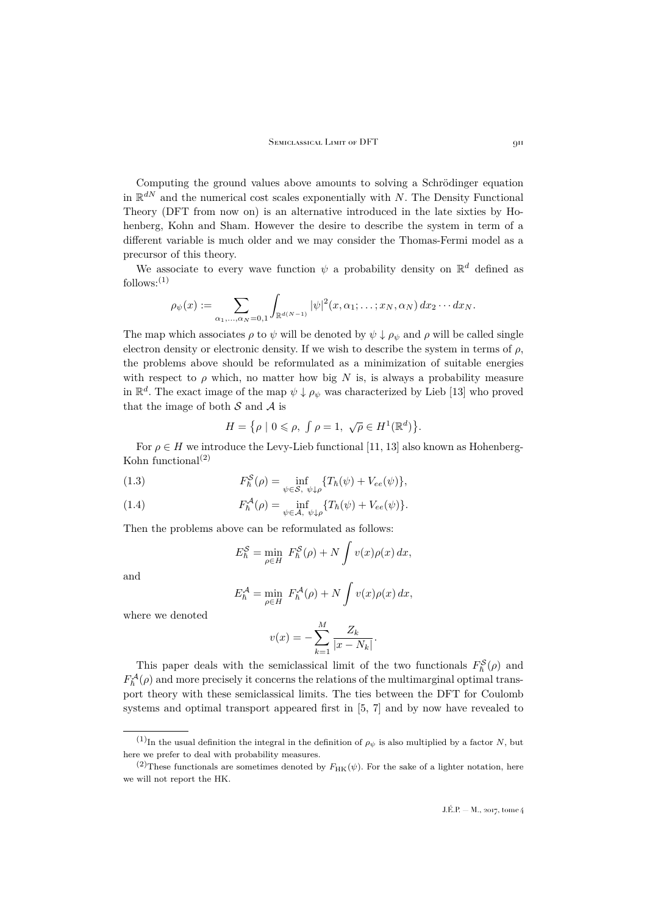Computing the ground values above amounts to solving a Schrödinger equation in $\mathbb{R}^{dN}$ and the numerical cost scales exponentially with $N$. The Density Functional Theory (DFT from now on) is an alternative introduced in the late sixties by Hohenberg, Kohn and Sham. However the desire to describe the system in term of a different variable is much older and we may consider the Thomas-Fermi model as a precursor of this theory.

We associate to every wave function $\psi$ a probability density on $\mathbb{R}^d$ defined as follows:[(1)]

$$\rho_\psi(x) := \sum_{\alpha_1,\dots,\alpha_N=0,1} \int_{\mathbb{R}^{d(N-1)}} |\psi|^2(x,\alpha_1;\dots;x_N,\alpha_N)\,dx_2\cdots dx_N.$$

The map which associates $\rho$ to $\psi$ will be denoted by $\psi \downarrow \rho_\psi$ and $\rho$ will be called single electron density or electronic density. If we wish to describe the system in terms of $\rho$, the problems above should be reformulated as a minimization of suitable energies with respect to $\rho$ which, no matter how big $N$ is, is always a probability measure in $\mathbb{R}^d$. The exact image of the map $\psi \downarrow \rho_\psi$ was characterized by Lieb [13] who proved that the image of both $\mathcal{S}$ and $\mathcal{A}$ is

$$H = \bigl\{\rho \mid 0 \leqslant \rho,\ \textstyle\int \rho = 1,\ \sqrt{\rho} \in H^1(\mathbb{R}^d)\bigr\}.$$

For $\rho \in H$ we introduce the Levy-Lieb functional [11, 13] also known as Hohenberg-Kohn functional[(2)]

$$F_\hbar^{\mathcal{S}}(\rho) = \inf_{\psi\in\mathcal{S},\ \psi\downarrow\rho} \{T_\hbar(\psi) + V_{ee}(\psi)\}, \tag{1.3}$$

$$F_\hbar^{\mathcal{A}}(\rho) = \inf_{\psi\in\mathcal{A},\ \psi\downarrow\rho} \{T_\hbar(\psi) + V_{ee}(\psi)\}. \tag{1.4}$$

Then the problems above can be reformulated as follows:

$$E_\hbar^{\mathcal{S}} = \min_{\rho\in H}\ F_\hbar^{\mathcal{S}}(\rho) + N\int v(x)\rho(x)\,dx,$$

and

$$E_\hbar^{\mathcal{A}} = \min_{\rho\in H}\ F_\hbar^{\mathcal{A}}(\rho) + N\int v(x)\rho(x)\,dx,$$

where we denoted

$$v(x) = -\sum_{k=1}^{M} \frac{Z_k}{|x-N_k|}.$$

This paper deals with the semiclassical limit of the two functionals $F_\hbar^{\mathcal{S}}(\rho)$ and $F_\hbar^{\mathcal{A}}(\rho)$ and more precisely it concerns the relations of the multimarginal optimal transport theory with these semiclassical limits. The ties between the DFT for Coulomb systems and optimal transport appeared first in [5, 7] and by now have revealed to

(1) In the usual definition the integral in the definition of $\rho_\psi$ is also multiplied by a factor $N$, but here we prefer to deal with probability measures.

(2) These functionals are sometimes denoted by $F_{\mathrm{HK}}(\psi)$. For the sake of a lighter notation, here we will not report the HK.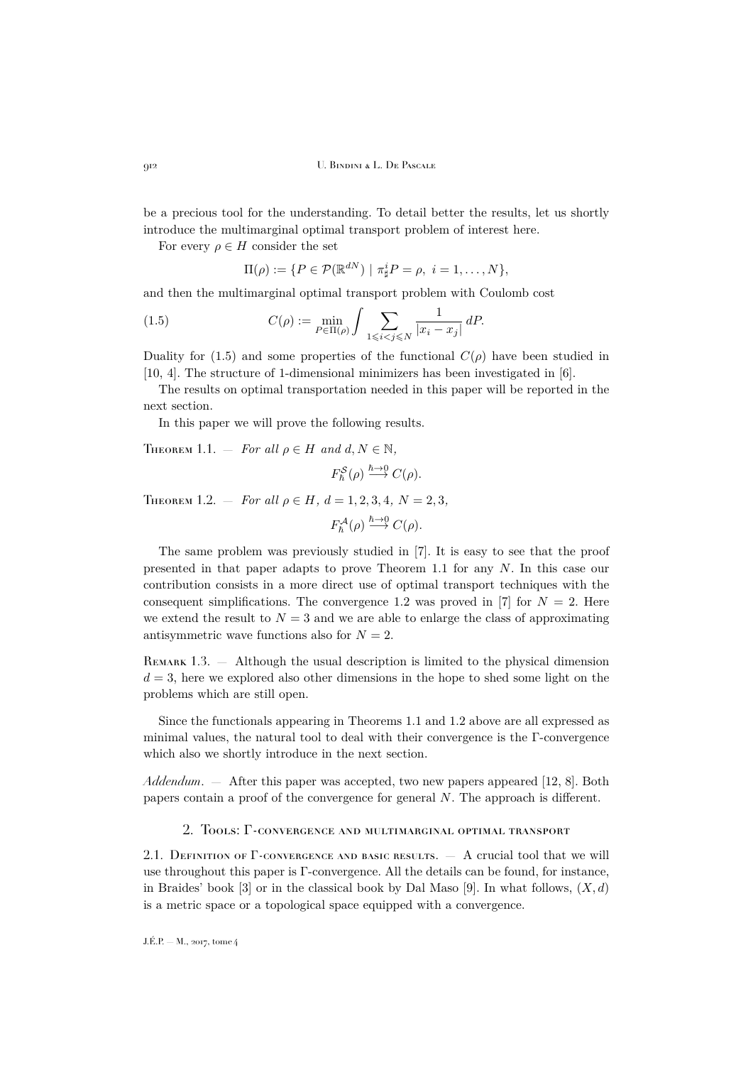be a precious tool for the understanding. To detail better the results, let us shortly introduce the multimarginal optimal transport problem of interest here.

For every $\rho \in H$ consider the set

$$\Pi(\rho) := \{P \in \mathcal{P}(\mathbb{R}^{dN}) \mid \pi^i_\sharp P = \rho,\ i = 1, \dots, N\},$$

and then the multimarginal optimal transport problem with Coulomb cost

$$C(\rho) := \min_{P \in \Pi(\rho)} \int \sum_{1 \leqslant i < j \leqslant N} \frac{1}{|x_i - x_j|}\, dP. \tag{1.5}$$

Duality for (1.5) and some properties of the functional $C(\rho)$ have been studied in [10, 4]. The structure of 1-dimensional minimizers has been investigated in [6].

The results on optimal transportation needed in this paper will be reported in the next section.

In this paper we will prove the following results.

Theorem 1.1. — *For all $\rho \in H$ and $d, N \in \mathbb{N}$,*

$$F_\hbar^{\mathcal{S}}(\rho) \xrightarrow{\hbar \to 0} C(\rho).$$

Theorem 1.2. — *For all $\rho \in H$, $d = 1, 2, 3, 4$, $N = 2, 3$,*

$$F_\hbar^{\mathcal{A}}(\rho) \xrightarrow{\hbar \to 0} C(\rho).$$

The same problem was previously studied in [7]. It is easy to see that the proof presented in that paper adapts to prove Theorem 1.1 for any $N$. In this case our contribution consists in a more direct use of optimal transport techniques with the consequent simplifications. The convergence 1.2 was proved in [7] for $N = 2$. Here we extend the result to $N = 3$ and we are able to enlarge the class of approximating antisymmetric wave functions also for $N = 2$.

Remark 1.3. — Although the usual description is limited to the physical dimension $d = 3$, here we explored also other dimensions in the hope to shed some light on the problems which are still open.

Since the functionals appearing in Theorems 1.1 and 1.2 above are all expressed as minimal values, the natural tool to deal with their convergence is the Γ-convergence which also we shortly introduce in the next section.

*Addendum*. — After this paper was accepted, two new papers appeared [12, 8]. Both papers contain a proof of the convergence for general $N$. The approach is different.

## 2. Tools: Γ-convergence and multimarginal optimal transport

2.1. Definition of Γ-convergence and basic results. — A crucial tool that we will use throughout this paper is Γ-convergence. All the details can be found, for instance, in Braides' book [3] or in the classical book by Dal Maso [9]. In what follows, $(X, d)$ is a metric space or a topological space equipped with a convergence.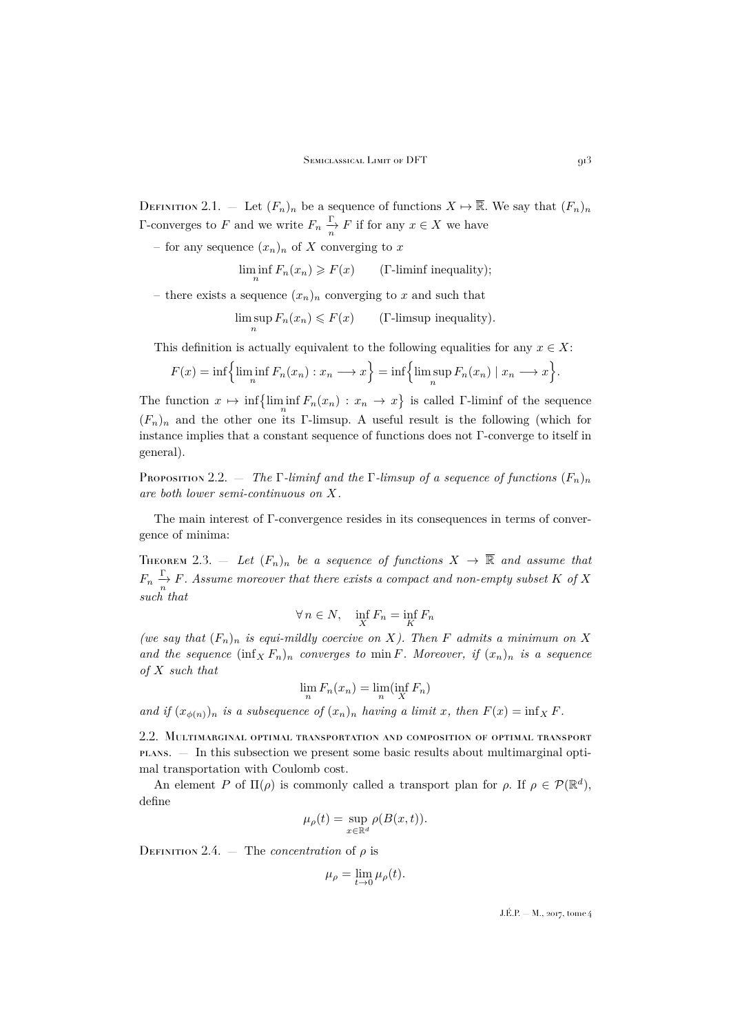Definition 2.1. — Let $(F_n)_n$ be a sequence of functions $X \mapsto \overline{\mathbb{R}}$. We say that $(F_n)_n$ $\Gamma$-converges to $F$ and we write $F_n \xrightarrow[n]{\Gamma} F$ if for any $x \in X$ we have

– for any sequence $(x_n)_n$ of $X$ converging to $x$

$$\liminf_n F_n(x_n) \geqslant F(x) \qquad (\Gamma\text{-liminf inequality});$$

– there exists a sequence $(x_n)_n$ converging to $x$ and such that

$$\limsup_n F_n(x_n) \leqslant F(x) \qquad (\Gamma\text{-limsup inequality}).$$

This definition is actually equivalent to the following equalities for any $x \in X$:

$$F(x) = \inf\Big\{\liminf_n F_n(x_n) : x_n \longrightarrow x\Big\} = \inf\Big\{\limsup_n F_n(x_n) \mid x_n \longrightarrow x\Big\}.$$

The function $x \mapsto \inf\{\liminf_n F_n(x_n) : x_n \to x\}$ is called $\Gamma$-liminf of the sequence $(F_n)_n$ and the other one its $\Gamma$-limsup. A useful result is the following (which for instance implies that a constant sequence of functions does not $\Gamma$-converge to itself in general).

Proposition 2.2. — *The $\Gamma$-liminf and the $\Gamma$-limsup of a sequence of functions $(F_n)_n$ are both lower semi-continuous on $X$.*

The main interest of $\Gamma$-convergence resides in its consequences in terms of convergence of minima:

Theorem 2.3. — *Let $(F_n)_n$ be a sequence of functions $X \to \overline{\mathbb{R}}$ and assume that $F_n \xrightarrow[n]{\Gamma} F$. Assume moreover that there exists a compact and non-empty subset $K$ of $X$ such that*

$$\forall\, n \in N, \quad \inf_X F_n = \inf_K F_n$$

*(we say that $(F_n)_n$ is equi-mildly coercive on $X$). Then $F$ admits a minimum on $X$ and the sequence $(\inf_X F_n)_n$ converges to $\min F$. Moreover, if $(x_n)_n$ is a sequence of $X$ such that*

$$\lim_n F_n(x_n) = \lim_n (\inf_X F_n)$$

*and if $(x_{\phi(n)})_n$ is a subsequence of $(x_n)_n$ having a limit $x$, then $F(x) = \inf_X F$.*

### 2.2. Multimarginal optimal transportation and composition of optimal transport plans.

— In this subsection we present some basic results about multimarginal optimal transportation with Coulomb cost.

An element $P$ of $\Pi(\rho)$ is commonly called a transport plan for $\rho$. If $\rho \in \mathcal{P}(\mathbb{R}^d)$, define

$$\mu_\rho(t) = \sup_{x \in \mathbb{R}^d} \rho(B(x,t)).$$

Definition 2.4. — The *concentration* of $\rho$ is

$$\mu_\rho = \lim_{t \to 0} \mu_\rho(t).$$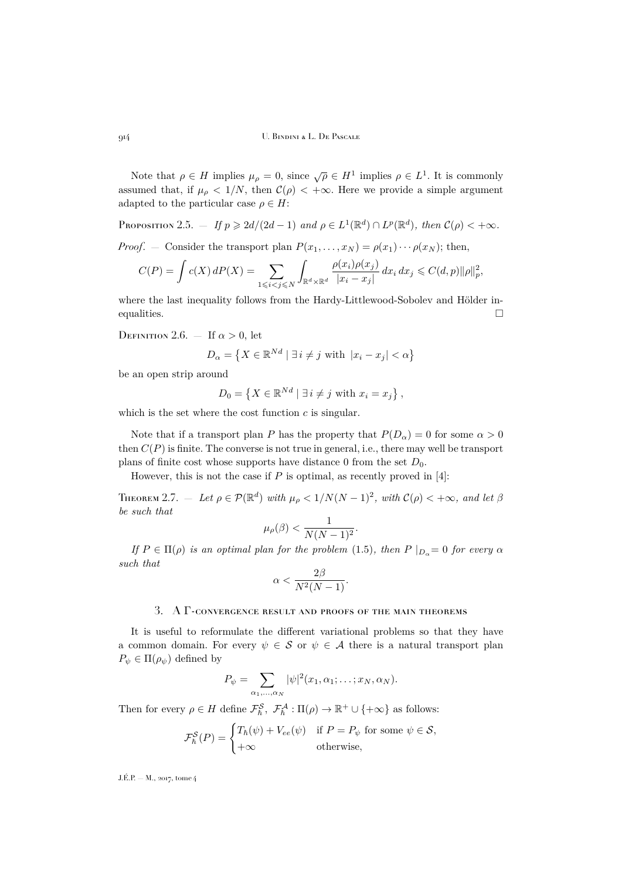Note that $\rho \in H$ implies $\mu_\rho = 0$, since $\sqrt{\rho} \in H^1$ implies $\rho \in L^1$. It is commonly assumed that, if $\mu_\rho < 1/N$, then $\mathcal{C}(\rho) < +\infty$. Here we provide a simple argument adapted to the particular case $\rho \in H$:

Proposition 2.5. — *If $p \geqslant 2d/(2d-1)$ and $\rho \in L^1(\mathbb{R}^d) \cap L^p(\mathbb{R}^d)$, then $\mathcal{C}(\rho) < +\infty$.*

*Proof*. — Consider the transport plan $P(x_1, \ldots, x_N) = \rho(x_1) \cdots \rho(x_N)$; then,

$$C(P) = \int c(X)\, dP(X) = \sum_{1 \leqslant i < j \leqslant N} \int_{\mathbb{R}^d \times \mathbb{R}^d} \frac{\rho(x_i)\rho(x_j)}{|x_i - x_j|}\, dx_i\, dx_j \leqslant C(d,p)\|\rho\|_p^2,$$

where the last inequality follows from the Hardy-Littlewood-Sobolev and Hölder inequalities. □

Definition 2.6. — If $\alpha > 0$, let

$$D_\alpha = \left\{ X \in \mathbb{R}^{Nd} \mid \exists\, i \neq j \text{ with } |x_i - x_j| < \alpha \right\}$$

be an open strip around

$$D_0 = \left\{ X \in \mathbb{R}^{Nd} \mid \exists\, i \neq j \text{ with } x_i = x_j \right\},$$

which is the set where the cost function $c$ is singular.

Note that if a transport plan $P$ has the property that $P(D_\alpha) = 0$ for some $\alpha > 0$ then $C(P)$ is finite. The converse is not true in general, i.e., there may well be transport plans of finite cost whose supports have distance 0 from the set $D_0$.

However, this is not the case if $P$ is optimal, as recently proved in [4]:

Theorem 2.7. — *Let $\rho \in \mathcal{P}(\mathbb{R}^d)$ with $\mu_\rho < 1/N(N-1)^2$, with $\mathcal{C}(\rho) < +\infty$, and let $\beta$ be such that*

$$\mu_\rho(\beta) < \frac{1}{N(N-1)^2}.$$

*If $P \in \Pi(\rho)$ is an optimal plan for the problem* (1.5)*, then $P\,|_{D_\alpha} = 0$ for every $\alpha$ such that*

$$\alpha < \frac{2\beta}{N^2(N-1)}.$$

## 3. A Γ-convergence result and proofs of the main theorems

It is useful to reformulate the different variational problems so that they have a common domain. For every $\psi \in \mathcal{S}$ or $\psi \in \mathcal{A}$ there is a natural transport plan $P_\psi \in \Pi(\rho_\psi)$ defined by

$$P_\psi = \sum_{\alpha_1, \ldots, \alpha_N} |\psi|^2(x_1, \alpha_1; \ldots; x_N, \alpha_N).$$

Then for every $\rho \in H$ define $\mathcal{F}_\hbar^{\mathcal{S}},\ \mathcal{F}_\hbar^{\mathcal{A}} : \Pi(\rho) \to \mathbb{R}^+ \cup \{+\infty\}$ as follows:

$$\mathcal{F}_\hbar^{\mathcal{S}}(P) = \begin{cases} T_\hbar(\psi) + V_{ee}(\psi) & \text{if } P = P_\psi \text{ for some } \psi \in \mathcal{S}, \\ +\infty & \text{otherwise,} \end{cases}$$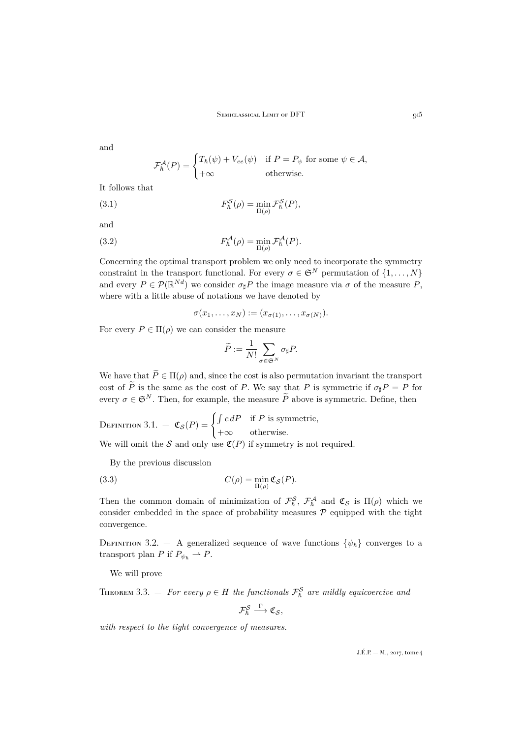and

$$\mathcal{F}_\hbar^{\mathcal{A}}(P) = \begin{cases} T_\hbar(\psi) + V_{ee}(\psi) & \text{if } P = P_\psi \text{ for some } \psi \in \mathcal{A}, \\ +\infty & \text{otherwise.} \end{cases}$$

It follows that

$$F_\hbar^{\mathcal{S}}(\rho) = \min_{\Pi(\rho)} \mathcal{F}_\hbar^{\mathcal{S}}(P), \tag{3.1}$$

and

$$F_\hbar^{\mathcal{A}}(\rho) = \min_{\Pi(\rho)} \mathcal{F}_\hbar^{\mathcal{A}}(P). \tag{3.2}$$

Concerning the optimal transport problem we only need to incorporate the symmetry constraint in the transport functional. For every $\sigma \in \mathfrak{S}^N$ permutation of $\{1, \ldots, N\}$ and every $P \in \mathcal{P}(\mathbb{R}^{Nd})$ we consider $\sigma_\sharp P$ the image measure via $\sigma$ of the measure $P$, where with a little abuse of notations we have denoted by

$$\sigma(x_1, \ldots, x_N) := (x_{\sigma(1)}, \ldots, x_{\sigma(N)}).$$

For every $P \in \Pi(\rho)$ we can consider the measure

$$\widetilde{P} := \frac{1}{N!} \sum_{\sigma \in \mathfrak{S}^N} \sigma_\sharp P.$$

We have that $\widetilde{P} \in \Pi(\rho)$ and, since the cost is also permutation invariant the transport cost of $\widetilde{P}$ is the same as the cost of $P$. We say that $P$ is symmetric if $\sigma_\sharp P = P$ for every $\sigma \in \mathfrak{S}^N$. Then, for example, the measure $\widetilde{P}$ above is symmetric. Define, then

Definition 3.1. — $\mathfrak{C}_{\mathcal{S}}(P) = \begin{cases} \int c \, dP & \text{if } P \text{ is symmetric,} \\ +\infty & \text{otherwise.} \end{cases}$

We will omit the $\mathcal{S}$ and only use $\mathfrak{C}(P)$ if symmetry is not required.

By the previous discussion

$$C(\rho) = \min_{\Pi(\rho)} \mathfrak{C}_{\mathcal{S}}(P). \tag{3.3}$$

Then the common domain of minimization of $\mathcal{F}_\hbar^{\mathcal{S}}$, $\mathcal{F}_\hbar^{\mathcal{A}}$ and $\mathfrak{C}_{\mathcal{S}}$ is $\Pi(\rho)$ which we consider embedded in the space of probability measures $\mathcal{P}$ equipped with the tight convergence.

Definition 3.2. — A generalized sequence of wave functions $\{\psi_\hbar\}$ converges to a transport plan $P$ if $P_{\psi_\hbar} \rightharpoonup P$.

We will prove

Theorem 3.3. — *For every $\rho \in H$ the functionals $\mathcal{F}_\hbar^{\mathcal{S}}$ are mildly equicoercive and*

$$\mathcal{F}_\hbar^{\mathcal{S}} \xrightarrow{\Gamma} \mathfrak{C}_{\mathcal{S}},$$

*with respect to the tight convergence of measures.*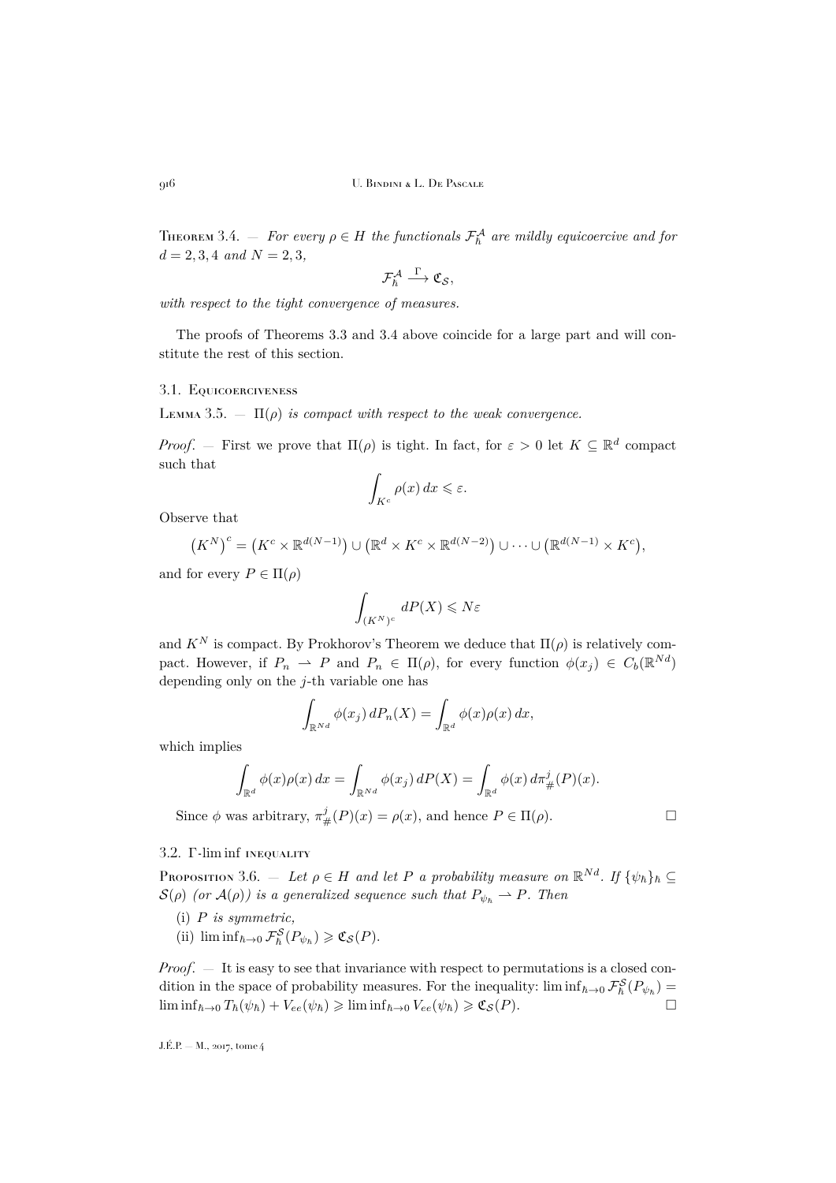Theorem 3.4. — *For every $\rho \in H$ the functionals $\mathcal{F}_\hbar^{\mathcal{A}}$ are mildly equicoercive and for $d = 2, 3, 4$ and $N = 2, 3$,*

$$\mathcal{F}_\hbar^{\mathcal{A}} \xrightarrow{\ \Gamma\ } \mathfrak{C}_{\mathcal{S}},$$

*with respect to the tight convergence of measures.*

The proofs of Theorems 3.3 and 3.4 above coincide for a large part and will constitute the rest of this section.

### 3.1. Equicoerciveness

Lemma 3.5. — *$\Pi(\rho)$ is compact with respect to the weak convergence.*

*Proof*. — First we prove that $\Pi(\rho)$ is tight. In fact, for $\varepsilon > 0$ let $K \subseteq \mathbb{R}^d$ compact such that

$$\int_{K^c} \rho(x)\, dx \leqslant \varepsilon.$$

Observe that

$$\left(K^N\right)^c = \left(K^c \times \mathbb{R}^{d(N-1)}\right) \cup \left(\mathbb{R}^d \times K^c \times \mathbb{R}^{d(N-2)}\right) \cup \cdots \cup \left(\mathbb{R}^{d(N-1)} \times K^c\right),$$

and for every $P \in \Pi(\rho)$

$$\int_{(K^N)^c} dP(X) \leqslant N\varepsilon$$

and $K^N$ is compact. By Prokhorov's Theorem we deduce that $\Pi(\rho)$ is relatively compact. However, if $P_n \rightharpoonup P$ and $P_n \in \Pi(\rho)$, for every function $\phi(x_j) \in C_b(\mathbb{R}^{Nd})$ depending only on the $j$-th variable one has

$$\int_{\mathbb{R}^{Nd}} \phi(x_j)\, dP_n(X) = \int_{\mathbb{R}^d} \phi(x)\rho(x)\, dx,$$

which implies

$$\int_{\mathbb{R}^d} \phi(x)\rho(x)\, dx = \int_{\mathbb{R}^{Nd}} \phi(x_j)\, dP(X) = \int_{\mathbb{R}^d} \phi(x)\, d\pi^j_\#(P)(x).$$

Since $\phi$ was arbitrary, $\pi^j_\#(P)(x) = \rho(x)$, and hence $P \in \Pi(\rho)$. □

### 3.2. Γ-lim inf inequality

Proposition 3.6. — *Let $\rho \in H$ and let $P$ a probability measure on $\mathbb{R}^{Nd}$. If $\{\psi_\hbar\}_\hbar \subseteq \mathcal{S}(\rho)$ (or $\mathcal{A}(\rho)$) is a generalized sequence such that $P_{\psi_\hbar} \rightharpoonup P$. Then*

(i) *$P$ is symmetric,*

(ii) *$\liminf_{\hbar \to 0} \mathcal{F}_\hbar^{\mathcal{S}}(P_{\psi_\hbar}) \geqslant \mathfrak{C}_{\mathcal{S}}(P)$.*

*Proof*. — It is easy to see that invariance with respect to permutations is a closed condition in the space of probability measures. For the inequality: $\liminf_{\hbar \to 0} \mathcal{F}_\hbar^{\mathcal{S}}(P_{\psi_\hbar}) = \liminf_{\hbar \to 0} T_\hbar(\psi_\hbar) + V_{ee}(\psi_\hbar) \geqslant \liminf_{\hbar \to 0} V_{ee}(\psi_\hbar) \geqslant \mathfrak{C}_{\mathcal{S}}(P)$. □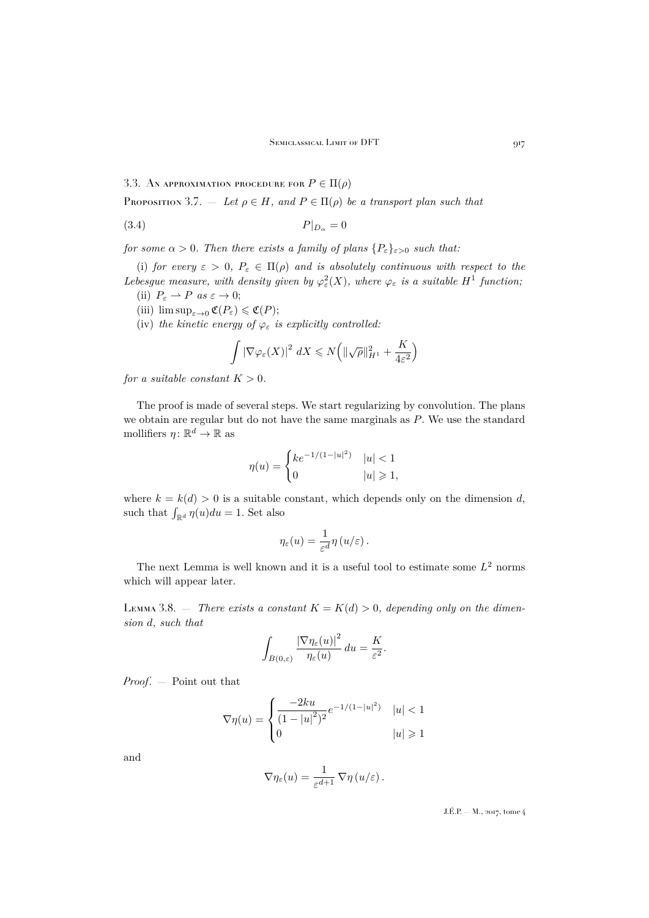### 3.3. An approximation procedure for $P \in \Pi(\rho)$

Proposition 3.7. — *Let $\rho \in H$, and $P \in \Pi(\rho)$ be a transport plan such that*

$$P|_{D_\alpha} = 0 \tag{3.4}$$

*for some $\alpha > 0$. Then there exists a family of plans $\{P_\varepsilon\}_{\varepsilon>0}$ such that:*

(i) *for every $\varepsilon > 0$, $P_\varepsilon \in \Pi(\rho)$ and is absolutely continuous with respect to the Lebesgue measure, with density given by $\varphi_\varepsilon^2(X)$, where $\varphi_\varepsilon$ is a suitable $H^1$ function;*

(ii) $P_\varepsilon \rightharpoonup P$ *as* $\varepsilon \to 0$;

(iii) $\limsup_{\varepsilon\to 0} \mathfrak{C}(P_\varepsilon) \leqslant \mathfrak{C}(P)$;

(iv) *the kinetic energy of $\varphi_\varepsilon$ is explicitly controlled:*

$$\int |\nabla \varphi_\varepsilon(X)|^2 \, dX \leqslant N\Big(\|\sqrt{\rho}\|_{H^1}^2 + \frac{K}{4\varepsilon^2}\Big)$$

*for a suitable constant $K > 0$.*

The proof is made of several steps. We start regularizing by convolution. The plans we obtain are regular but do not have the same marginals as $P$. We use the standard mollifiers $\eta\colon \mathbb{R}^d \to \mathbb{R}$ as

$$\eta(u) = \begin{cases} ke^{-1/(1-|u|^2)} & |u| < 1 \\ 0 & |u| \geqslant 1, \end{cases}$$

where $k = k(d) > 0$ is a suitable constant, which depends only on the dimension $d$, such that $\int_{\mathbb{R}^d} \eta(u)du = 1$. Set also

$$\eta_\varepsilon(u) = \frac{1}{\varepsilon^d}\eta\left(u/\varepsilon\right).$$

The next Lemma is well known and it is a useful tool to estimate some $L^2$ norms which will appear later.

Lemma 3.8. — *There exists a constant $K = K(d) > 0$, depending only on the dimension $d$, such that*

$$\int_{B(0,\varepsilon)} \frac{|\nabla \eta_\varepsilon(u)|^2}{\eta_\varepsilon(u)} \, du = \frac{K}{\varepsilon^2}.$$

*Proof*. — Point out that

$$\nabla \eta(u) = \begin{cases} \dfrac{-2ku}{(1-|u|^2)^2} e^{-1/(1-|u|^2)} & |u| < 1 \\ 0 & |u| \geqslant 1 \end{cases}$$

and

$$\nabla \eta_\varepsilon(u) = \frac{1}{\varepsilon^{d+1}} \nabla \eta\left(u/\varepsilon\right).$$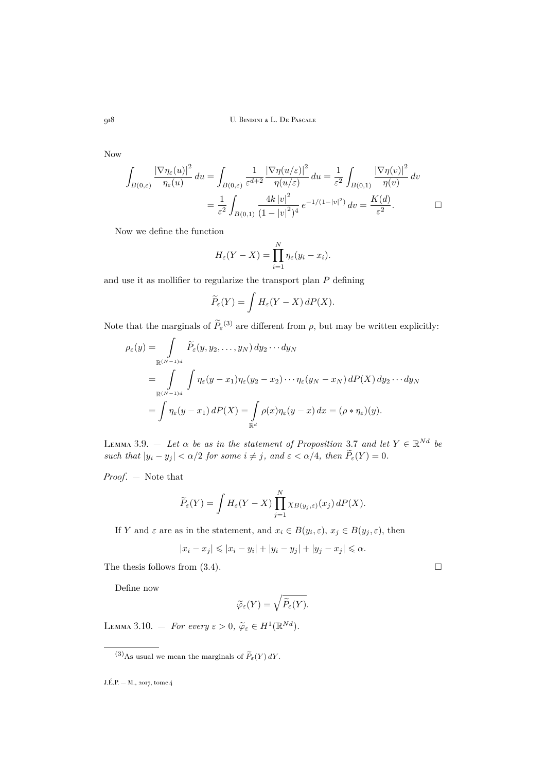Now

$$\int_{B(0,\varepsilon)} \frac{|\nabla \eta_\varepsilon(u)|^2}{\eta_\varepsilon(u)}\, du = \int_{B(0,\varepsilon)} \frac{1}{\varepsilon^{d+2}} \frac{|\nabla \eta(u/\varepsilon)|^2}{\eta(u/\varepsilon)}\, du = \frac{1}{\varepsilon^2} \int_{B(0,1)} \frac{|\nabla \eta(v)|^2}{\eta(v)}\, dv$$
$$= \frac{1}{\varepsilon^2} \int_{B(0,1)} \frac{4k\,|v|^2}{(1-|v|^2)^4}\, e^{-1/(1-|v|^2)}\, dv = \frac{K(d)}{\varepsilon^2}. \qquad \square$$

Now we define the function

$$H_\varepsilon(Y-X) = \prod_{i=1}^N \eta_\varepsilon(y_i - x_i).$$

and use it as mollifier to regularize the transport plan $P$ defining

$$\widetilde{P}_\varepsilon(Y) = \int H_\varepsilon(Y-X)\, dP(X).$$

Note that the marginals of $\widetilde{P}_\varepsilon$ [3] are different from $\rho$, but may be written explicitly:

$$\begin{aligned}
\rho_\varepsilon(y) &= \int_{\mathbb{R}^{(N-1)d}} \widetilde{P}_\varepsilon(y, y_2, \dots, y_N)\, dy_2 \cdots dy_N \\
&= \int_{\mathbb{R}^{(N-1)d}} \int \eta_\varepsilon(y-x_1)\eta_\varepsilon(y_2-x_2)\cdots\eta_\varepsilon(y_N-x_N)\, dP(X)\, dy_2\cdots dy_N \\
&= \int \eta_\varepsilon(y-x_1)\, dP(X) = \int_{\mathbb{R}^d} \rho(x)\eta_\varepsilon(y-x)\, dx = (\rho * \eta_\varepsilon)(y).
\end{aligned}$$

**Lemma 3.9.** — *Let $\alpha$ be as in the statement of Proposition 3.7 and let $Y \in \mathbb{R}^{Nd}$ be such that $|y_i - y_j| < \alpha/2$ for some $i \neq j$, and $\varepsilon < \alpha/4$, then $\widetilde{P}_\varepsilon(Y) = 0$.*

*Proof.* — Note that

$$\widetilde{P}_\varepsilon(Y) = \int H_\varepsilon(Y-X) \prod_{j=1}^N \chi_{B(y_j,\varepsilon)}(x_j)\, dP(X).$$

If $Y$ and $\varepsilon$ are as in the statement, and $x_i \in B(y_i, \varepsilon)$, $x_j \in B(y_j, \varepsilon)$, then

$$|x_i - x_j| \leqslant |x_i - y_i| + |y_i - y_j| + |y_j - x_j| \leqslant \alpha.$$

The thesis follows from (3.4). $\square$

Define now

$$\widetilde{\varphi}_\varepsilon(Y) = \sqrt{\widetilde{P}_\varepsilon(Y)}.$$

**Lemma 3.10.** — *For every $\varepsilon > 0$, $\widetilde{\varphi}_\varepsilon \in H^1(\mathbb{R}^{Nd})$.*

[3] As usual we mean the marginals of $\widetilde{P}_\varepsilon(Y)\, dY$.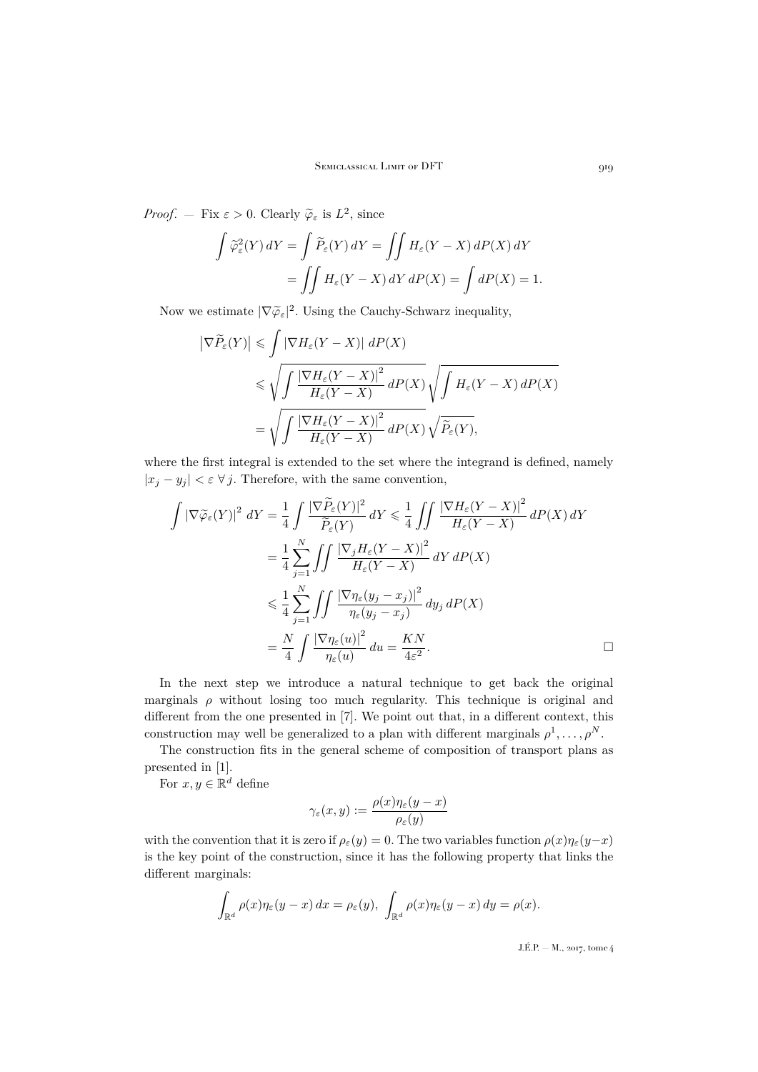*Proof*. — Fix $\varepsilon > 0$. Clearly $\widetilde{\varphi}_\varepsilon$ is $L^2$, since

$$
\begin{aligned}
\int \widetilde{\varphi}_\varepsilon^2(Y)\,dY = \int \widetilde{P}_\varepsilon(Y)\,dY &= \iint H_\varepsilon(Y-X)\,dP(X)\,dY \\
&= \iint H_\varepsilon(Y-X)\,dY\,dP(X) = \int dP(X) = 1.
\end{aligned}
$$

Now we estimate $|\nabla \widetilde{\varphi}_\varepsilon|^2$. Using the Cauchy-Schwarz inequality,

$$
\begin{aligned}
\left|\nabla \widetilde{P}_\varepsilon(Y)\right| &\leqslant \int |\nabla H_\varepsilon(Y-X)|\,dP(X) \\
&\leqslant \sqrt{\int \frac{|\nabla H_\varepsilon(Y-X)|^2}{H_\varepsilon(Y-X)}\,dP(X)}\sqrt{\int H_\varepsilon(Y-X)\,dP(X)} \\
&= \sqrt{\int \frac{|\nabla H_\varepsilon(Y-X)|^2}{H_\varepsilon(Y-X)}\,dP(X)}\sqrt{\widetilde{P}_\varepsilon(Y)},
\end{aligned}
$$

where the first integral is extended to the set where the integrand is defined, namely $|x_j - y_j| < \varepsilon \ \forall\, j$. Therefore, with the same convention,

$$
\begin{aligned}
\int |\nabla \widetilde{\varphi}_\varepsilon(Y)|^2\,dY = \frac{1}{4}\int \frac{|\nabla \widetilde{P}_\varepsilon(Y)|^2}{\widetilde{P}_\varepsilon(Y)}\,dY &\leqslant \frac{1}{4}\iint \frac{|\nabla H_\varepsilon(Y-X)|^2}{H_\varepsilon(Y-X)}\,dP(X)\,dY \\
&= \frac{1}{4}\sum_{j=1}^N \iint \frac{|\nabla_j H_\varepsilon(Y-X)|^2}{H_\varepsilon(Y-X)}\,dY\,dP(X) \\
&\leqslant \frac{1}{4}\sum_{j=1}^N \iint \frac{|\nabla \eta_\varepsilon(y_j-x_j)|^2}{\eta_\varepsilon(y_j-x_j)}\,dy_j\,dP(X) \\
&= \frac{N}{4}\int \frac{|\nabla \eta_\varepsilon(u)|^2}{\eta_\varepsilon(u)}\,du = \frac{KN}{4\varepsilon^2}. \qquad \square
\end{aligned}
$$

In the next step we introduce a natural technique to get back the original marginals $\rho$ without losing too much regularity. This technique is original and different from the one presented in [7]. We point out that, in a different context, this construction may well be generalized to a plan with different marginals $\rho^1, \dots, \rho^N$.

The construction fits in the general scheme of composition of transport plans as presented in [1].

For $x, y \in \mathbb{R}^d$ define

$$
\gamma_\varepsilon(x,y) := \frac{\rho(x)\eta_\varepsilon(y-x)}{\rho_\varepsilon(y)}
$$

with the convention that it is zero if $\rho_\varepsilon(y) = 0$. The two variables function $\rho(x)\eta_\varepsilon(y-x)$ is the key point of the construction, since it has the following property that links the different marginals:

$$
\int_{\mathbb{R}^d} \rho(x)\eta_\varepsilon(y-x)\,dx = \rho_\varepsilon(y), \ \int_{\mathbb{R}^d} \rho(x)\eta_\varepsilon(y-x)\,dy = \rho(x).
$$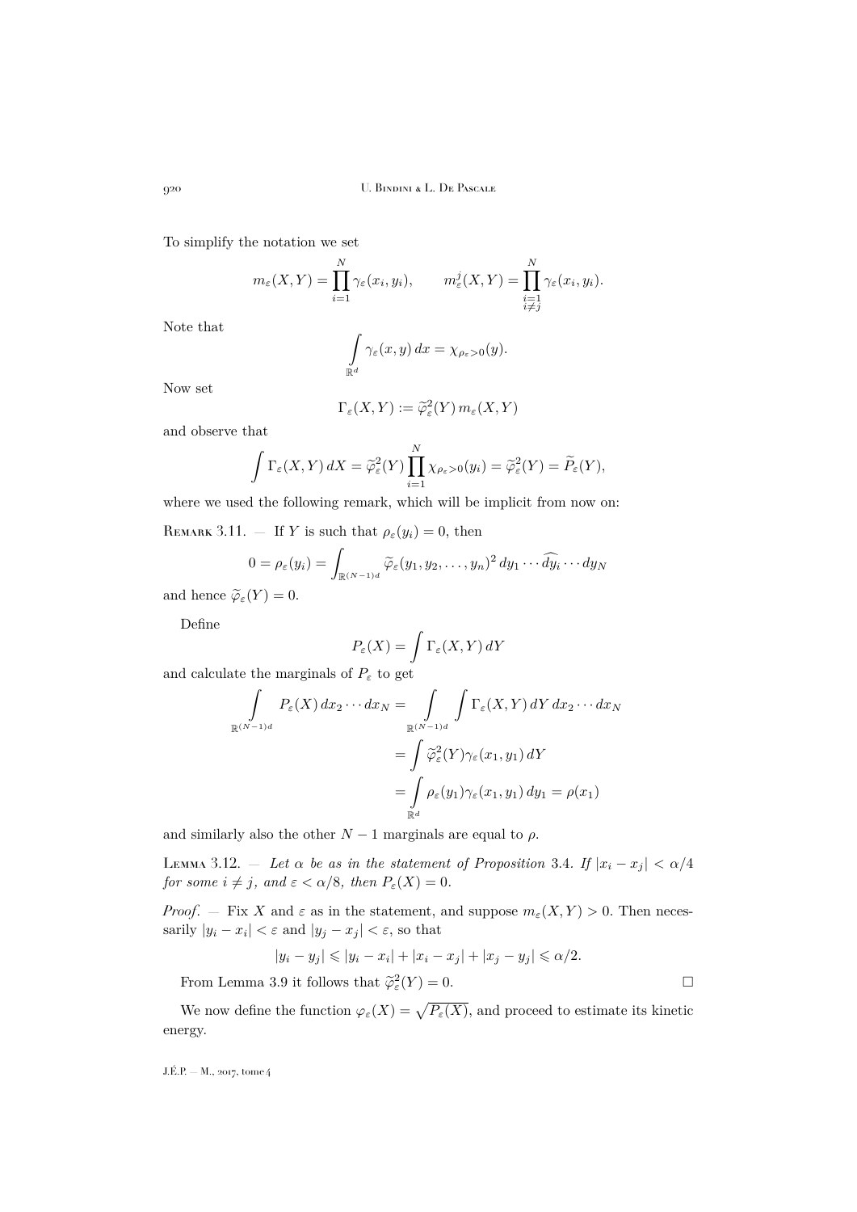To simplify the notation we set

$$m_\varepsilon(X,Y) = \prod_{i=1}^N \gamma_\varepsilon(x_i,y_i), \qquad m_\varepsilon^j(X,Y) = \prod_{\substack{i=1 \\ i\neq j}}^N \gamma_\varepsilon(x_i,y_i).$$

Note that

$$\int_{\mathbb{R}^d} \gamma_\varepsilon(x,y)\,dx = \chi_{\rho_\varepsilon>0}(y).$$

Now set

$$\Gamma_\varepsilon(X,Y) := \widetilde{\varphi}_\varepsilon^2(Y)\, m_\varepsilon(X,Y)$$

and observe that

$$\int \Gamma_\varepsilon(X,Y)\,dX = \widetilde{\varphi}_\varepsilon^2(Y)\prod_{i=1}^N \chi_{\rho_\varepsilon>0}(y_i) = \widetilde{\varphi}_\varepsilon^2(Y) = \widetilde{P}_\varepsilon(Y),$$

where we used the following remark, which will be implicit from now on:

Remark 3.11. — If $Y$ is such that $\rho_\varepsilon(y_i)=0$, then

$$0 = \rho_\varepsilon(y_i) = \int_{\mathbb{R}^{(N-1)d}} \widetilde{\varphi}_\varepsilon(y_1,y_2,\dots,y_n)^2\,dy_1\cdots\widehat{dy_i}\cdots dy_N$$

and hence $\widetilde{\varphi}_\varepsilon(Y)=0$.

Define

$$P_\varepsilon(X) = \int \Gamma_\varepsilon(X,Y)\,dY$$

and calculate the marginals of $P_\varepsilon$ to get

$$\begin{aligned}
\int_{\mathbb{R}^{(N-1)d}} P_\varepsilon(X)\,dx_2\cdots dx_N &= \int_{\mathbb{R}^{(N-1)d}} \int \Gamma_\varepsilon(X,Y)\,dY\,dx_2\cdots dx_N \\
&= \int \widetilde{\varphi}_\varepsilon^2(Y)\gamma_\varepsilon(x_1,y_1)\,dY \\
&= \int_{\mathbb{R}^d} \rho_\varepsilon(y_1)\gamma_\varepsilon(x_1,y_1)\,dy_1 = \rho(x_1)
\end{aligned}$$

and similarly also the other $N-1$ marginals are equal to $\rho$.

Lemma 3.12. — *Let $\alpha$ be as in the statement of Proposition 3.4. If $|x_i-x_j|<\alpha/4$ for some $i\neq j$, and $\varepsilon<\alpha/8$, then $P_\varepsilon(X)=0$.*

*Proof*. — Fix $X$ and $\varepsilon$ as in the statement, and suppose $m_\varepsilon(X,Y)>0$. Then necessarily $|y_i-x_i|<\varepsilon$ and $|y_j-x_j|<\varepsilon$, so that

$$|y_i-y_j| \leqslant |y_i-x_i| + |x_i-x_j| + |x_j-y_j| \leqslant \alpha/2.$$

From Lemma 3.9 it follows that $\widetilde{\varphi}_\varepsilon^2(Y)=0$. □

We now define the function $\varphi_\varepsilon(X)=\sqrt{P_\varepsilon(X)}$, and proceed to estimate its kinetic energy.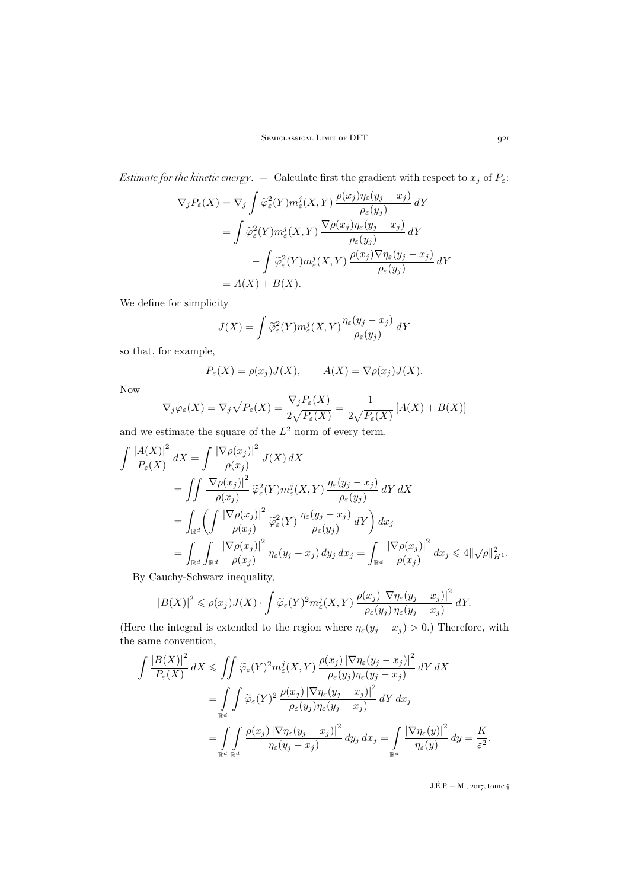*Estimate for the kinetic energy*. — Calculate first the gradient with respect to $x_j$ of $P_\varepsilon$:

$$
\begin{aligned}
\nabla_j P_\varepsilon(X) &= \nabla_j \int \widetilde{\varphi}_\varepsilon^2(Y) m_\varepsilon^j(X,Y)\,\frac{\rho(x_j)\eta_\varepsilon(y_j-x_j)}{\rho_\varepsilon(y_j)}\,dY \\
&= \int \widetilde{\varphi}_\varepsilon^2(Y) m_\varepsilon^j(X,Y)\,\frac{\nabla\rho(x_j)\eta_\varepsilon(y_j-x_j)}{\rho_\varepsilon(y_j)}\,dY \\
&\qquad - \int \widetilde{\varphi}_\varepsilon^2(Y) m_\varepsilon^j(X,Y)\,\frac{\rho(x_j)\nabla\eta_\varepsilon(y_j-x_j)}{\rho_\varepsilon(y_j)}\,dY \\
&= A(X) + B(X).
\end{aligned}
$$

We define for simplicity

$$
J(X) = \int \widetilde{\varphi}_\varepsilon^2(Y) m_\varepsilon^j(X,Y) \frac{\eta_\varepsilon(y_j-x_j)}{\rho_\varepsilon(y_j)}\,dY
$$

so that, for example,

$$
P_\varepsilon(X) = \rho(x_j)J(X), \qquad A(X) = \nabla\rho(x_j)J(X).
$$

Now

$$
\nabla_j\varphi_\varepsilon(X) = \nabla_j\sqrt{P_\varepsilon}(X) = \frac{\nabla_j P_\varepsilon(X)}{2\sqrt{P_\varepsilon(X)}} = \frac{1}{2\sqrt{P_\varepsilon(X)}}\left[A(X)+B(X)\right]
$$

and we estimate the square of the $L^2$ norm of every term.

$$
\begin{aligned}
\int \frac{|A(X)|^2}{P_\varepsilon(X)}\,dX &= \int \frac{|\nabla\rho(x_j)|^2}{\rho(x_j)}\,J(X)\,dX \\
&= \iint \frac{|\nabla\rho(x_j)|^2}{\rho(x_j)}\,\widetilde{\varphi}_\varepsilon^2(Y) m_\varepsilon^j(X,Y)\,\frac{\eta_\varepsilon(y_j-x_j)}{\rho_\varepsilon(y_j)}\,dY\,dX \\
&= \int_{\mathbb{R}^d}\left(\int \frac{|\nabla\rho(x_j)|^2}{\rho(x_j)}\,\widetilde{\varphi}_\varepsilon^2(Y)\,\frac{\eta_\varepsilon(y_j-x_j)}{\rho_\varepsilon(y_j)}\,dY\right)dx_j \\
&= \int_{\mathbb{R}^d}\int_{\mathbb{R}^d} \frac{|\nabla\rho(x_j)|^2}{\rho(x_j)}\,\eta_\varepsilon(y_j-x_j)\,dy_j\,dx_j = \int_{\mathbb{R}^d}\frac{|\nabla\rho(x_j)|^2}{\rho(x_j)}\,dx_j \leqslant 4\|\sqrt{\rho}\|_{H^1}^2.
\end{aligned}
$$

By Cauchy-Schwarz inequality,

$$
|B(X)|^2 \leqslant \rho(x_j)J(X)\cdot\int \widetilde{\varphi}_\varepsilon(Y)^2 m_\varepsilon^j(X,Y)\,\frac{\rho(x_j)\,|\nabla\eta_\varepsilon(y_j-x_j)|^2}{\rho_\varepsilon(y_j)\,\eta_\varepsilon(y_j-x_j)}\,dY.
$$

(Here the integral is extended to the region where $\eta_\varepsilon(y_j-x_j)>0$.) Therefore, with the same convention,

$$
\begin{aligned}
\int \frac{|B(X)|^2}{P_\varepsilon(X)}\,dX &\leqslant \iint \widetilde{\varphi}_\varepsilon(Y)^2 m_\varepsilon^j(X,Y)\,\frac{\rho(x_j)\,|\nabla\eta_\varepsilon(y_j-x_j)|^2}{\rho_\varepsilon(y_j)\eta_\varepsilon(y_j-x_j)}\,dY\,dX \\
&= \int_{\mathbb{R}^d}\int \widetilde{\varphi}_\varepsilon(Y)^2\,\frac{\rho(x_j)\,|\nabla\eta_\varepsilon(y_j-x_j)|^2}{\rho_\varepsilon(y_j)\eta_\varepsilon(y_j-x_j)}\,dY\,dx_j \\
&= \int_{\mathbb{R}^d}\int_{\mathbb{R}^d}\frac{\rho(x_j)\,|\nabla\eta_\varepsilon(y_j-x_j)|^2}{\eta_\varepsilon(y_j-x_j)}\,dy_j\,dx_j = \int_{\mathbb{R}^d}\frac{|\nabla\eta_\varepsilon(y)|^2}{\eta_\varepsilon(y)}\,dy = \frac{K}{\varepsilon^2}.
\end{aligned}
$$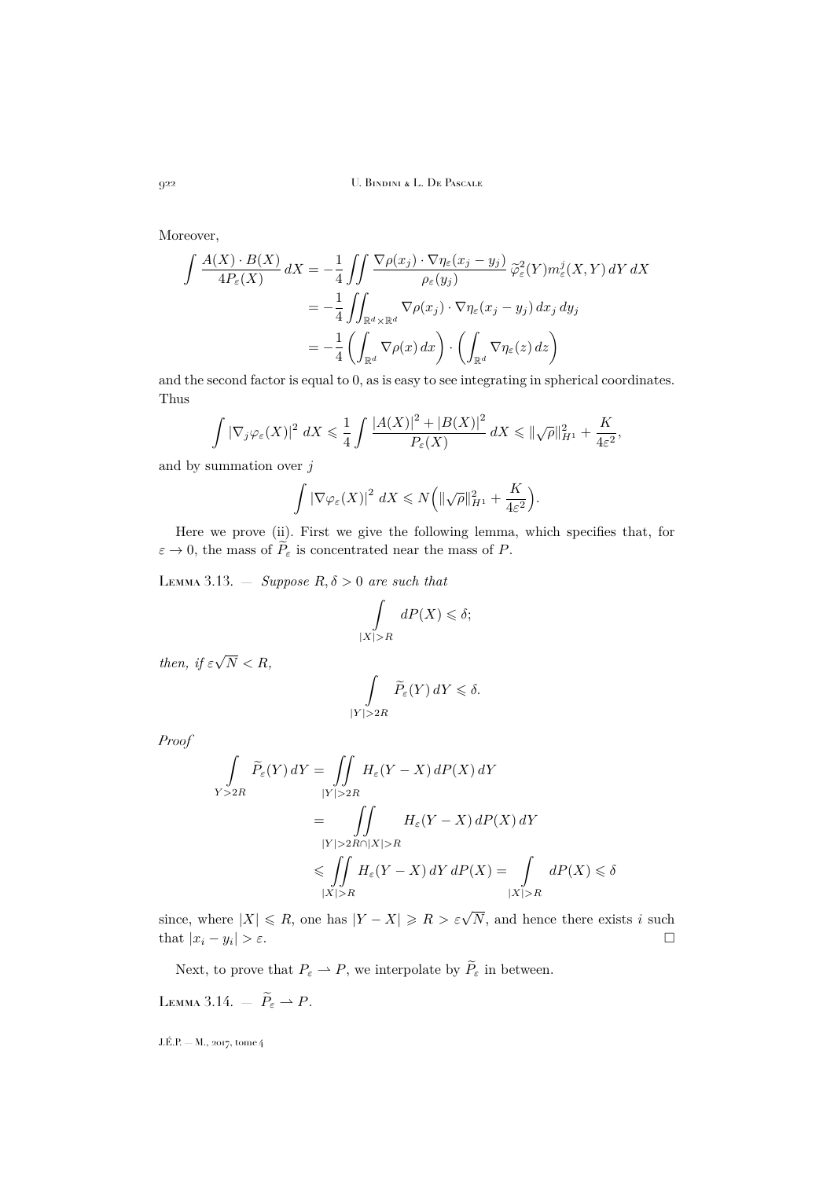Moreover,

$$\begin{aligned}
\int \frac{A(X)\cdot B(X)}{4P_\varepsilon(X)}\,dX &= -\frac{1}{4}\iint \frac{\nabla\rho(x_j)\cdot\nabla\eta_\varepsilon(x_j-y_j)}{\rho_\varepsilon(y_j)}\,\widetilde{\varphi}^2_\varepsilon(Y)m^j_\varepsilon(X,Y)\,dY\,dX\\
&= -\frac{1}{4}\iint_{\mathbb{R}^d\times\mathbb{R}^d}\nabla\rho(x_j)\cdot\nabla\eta_\varepsilon(x_j-y_j)\,dx_j\,dy_j\\
&= -\frac{1}{4}\left(\int_{\mathbb{R}^d}\nabla\rho(x)\,dx\right)\cdot\left(\int_{\mathbb{R}^d}\nabla\eta_\varepsilon(z)\,dz\right)
\end{aligned}$$

and the second factor is equal to 0, as is easy to see integrating in spherical coordinates. Thus

$$\int |\nabla_j\varphi_\varepsilon(X)|^2\,dX \leqslant \frac{1}{4}\int\frac{|A(X)|^2+|B(X)|^2}{P_\varepsilon(X)}\,dX \leqslant \|\sqrt{\rho}\|^2_{H^1}+\frac{K}{4\varepsilon^2},$$

and by summation over $j$

$$\int |\nabla\varphi_\varepsilon(X)|^2\,dX \leqslant N\Big(\|\sqrt{\rho}\|^2_{H^1}+\frac{K}{4\varepsilon^2}\Big).$$

Here we prove (ii). First we give the following lemma, which specifies that, for $\varepsilon\to 0$, the mass of $\widetilde{P}_\varepsilon$ is concentrated near the mass of $P$.

Lemma 3.13. — *Suppose $R,\delta>0$ are such that*

$$\int\limits_{|X|>R} dP(X)\leqslant\delta;$$

*then, if $\varepsilon\sqrt{N}<R$,*

$$\int\limits_{|Y|>2R}\widetilde{P}_\varepsilon(Y)\,dY\leqslant\delta.$$

*Proof*

$$\begin{aligned}
\int\limits_{Y>2R}\widetilde{P}_\varepsilon(Y)\,dY &= \iint\limits_{|Y|>2R} H_\varepsilon(Y-X)\,dP(X)\,dY\\
&= \iint\limits_{|Y|>2R\cap|X|>R} H_\varepsilon(Y-X)\,dP(X)\,dY\\
&\leqslant \iint\limits_{|X|>R} H_\varepsilon(Y-X)\,dY\,dP(X) = \int\limits_{|X|>R} dP(X)\leqslant\delta
\end{aligned}$$

since, where $|X|\leqslant R$, one has $|Y-X|\geqslant R>\varepsilon\sqrt{N}$, and hence there exists $i$ such that $|x_i-y_i|>\varepsilon$. □

Next, to prove that $P_\varepsilon\rightharpoonup P$, we interpolate by $\widetilde{P}_\varepsilon$ in between.

Lemma 3.14. — $\widetilde{P}_\varepsilon\rightharpoonup P$.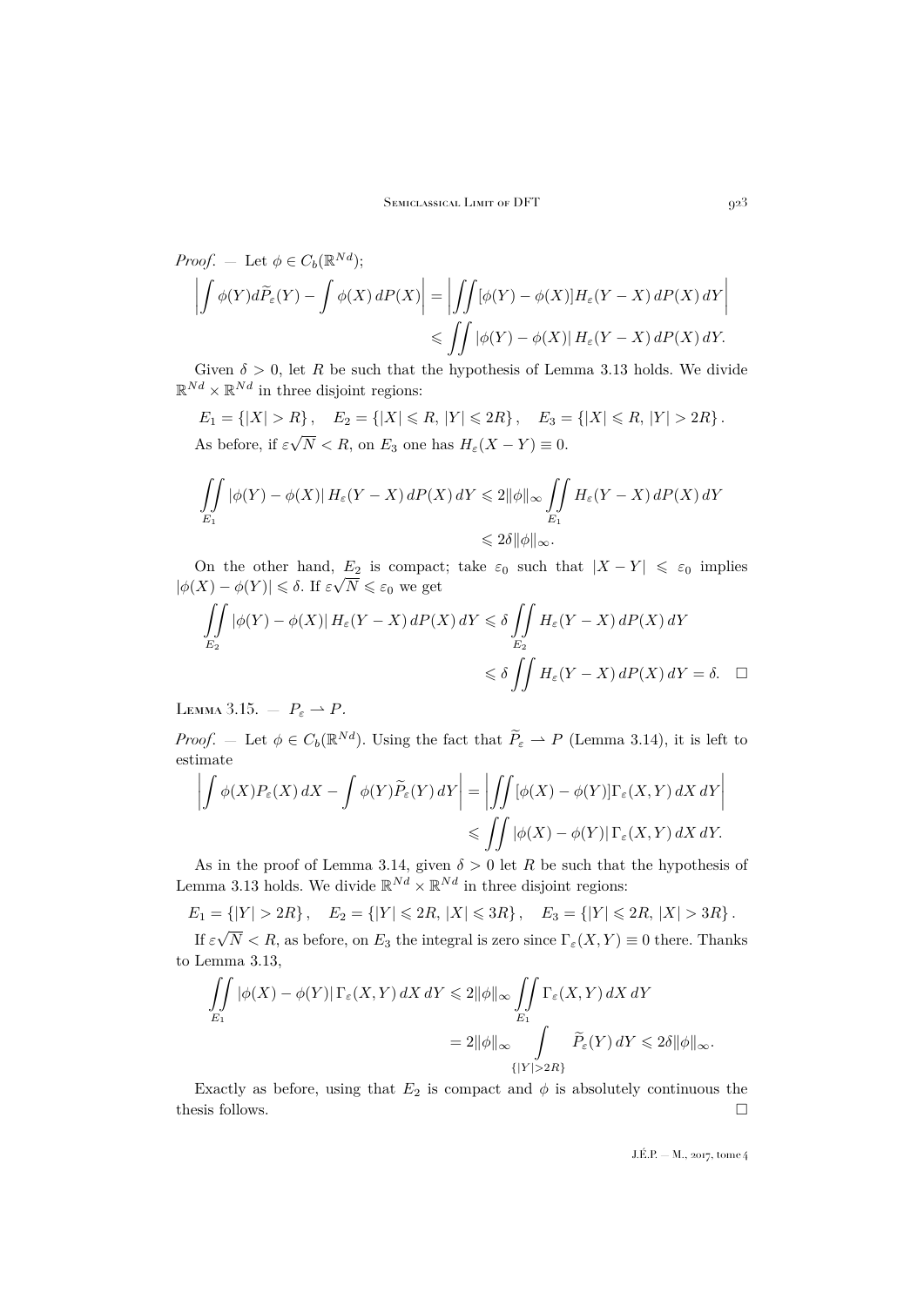*Proof*. — Let $\phi \in C_b(\mathbb{R}^{Nd})$;

$$\left|\int \phi(Y) d\widetilde{P}_\varepsilon(Y) - \int \phi(X)\, dP(X)\right| = \left|\iint [\phi(Y) - \phi(X)] H_\varepsilon(Y - X)\, dP(X)\, dY\right|$$
$$\leqslant \iint |\phi(Y) - \phi(X)|\, H_\varepsilon(Y - X)\, dP(X)\, dY.$$

Given $\delta > 0$, let $R$ be such that the hypothesis of Lemma 3.13 holds. We divide $\mathbb{R}^{Nd} \times \mathbb{R}^{Nd}$ in three disjoint regions:

$$E_1 = \{|X| > R\}, \quad E_2 = \{|X| \leqslant R,\, |Y| \leqslant 2R\}, \quad E_3 = \{|X| \leqslant R,\, |Y| > 2R\}.$$

As before, if $\varepsilon\sqrt{N} < R$, on $E_3$ one has $H_\varepsilon(X - Y) \equiv 0$.

$$\iint_{E_1} |\phi(Y) - \phi(X)|\, H_\varepsilon(Y - X)\, dP(X)\, dY \leqslant 2\|\phi\|_\infty \iint_{E_1} H_\varepsilon(Y - X)\, dP(X)\, dY$$
$$\leqslant 2\delta\|\phi\|_\infty.$$

On the other hand, $E_2$ is compact; take $\varepsilon_0$ such that $|X - Y| \leqslant \varepsilon_0$ implies $|\phi(X) - \phi(Y)| \leqslant \delta$. If $\varepsilon\sqrt{N} \leqslant \varepsilon_0$ we get

$$\iint_{E_2} |\phi(Y) - \phi(X)|\, H_\varepsilon(Y - X)\, dP(X)\, dY \leqslant \delta \iint_{E_2} H_\varepsilon(Y - X)\, dP(X)\, dY$$
$$\leqslant \delta \iint H_\varepsilon(Y - X)\, dP(X)\, dY = \delta. \quad \square$$

Lemma 3.15. — $P_\varepsilon \rightharpoonup P$.

*Proof*. — Let $\phi \in C_b(\mathbb{R}^{Nd})$. Using the fact that $\widetilde{P}_\varepsilon \rightharpoonup P$ (Lemma 3.14), it is left to estimate

$$\left|\int \phi(X) P_\varepsilon(X)\, dX - \int \phi(Y) \widetilde{P}_\varepsilon(Y)\, dY\right| = \left|\iint [\phi(X) - \phi(Y)] \Gamma_\varepsilon(X, Y)\, dX\, dY\right|$$
$$\leqslant \iint |\phi(X) - \phi(Y)|\, \Gamma_\varepsilon(X, Y)\, dX\, dY.$$

As in the proof of Lemma 3.14, given $\delta > 0$ let $R$ be such that the hypothesis of Lemma 3.13 holds. We divide $\mathbb{R}^{Nd} \times \mathbb{R}^{Nd}$ in three disjoint regions:

$$E_1 = \{|Y| > 2R\}, \quad E_2 = \{|Y| \leqslant 2R,\, |X| \leqslant 3R\}, \quad E_3 = \{|Y| \leqslant 2R,\, |X| > 3R\}.$$

If $\varepsilon\sqrt{N} < R$, as before, on $E_3$ the integral is zero since $\Gamma_\varepsilon(X, Y) \equiv 0$ there. Thanks to Lemma 3.13,

$$\iint_{E_1} |\phi(X) - \phi(Y)|\, \Gamma_\varepsilon(X, Y)\, dX\, dY \leqslant 2\|\phi\|_\infty \iint_{E_1} \Gamma_\varepsilon(X, Y)\, dX\, dY$$
$$= 2\|\phi\|_\infty \int_{\{|Y| > 2R\}} \widetilde{P}_\varepsilon(Y)\, dY \leqslant 2\delta\|\phi\|_\infty.$$

Exactly as before, using that $E_2$ is compact and $\phi$ is absolutely continuous the thesis follows. $\square$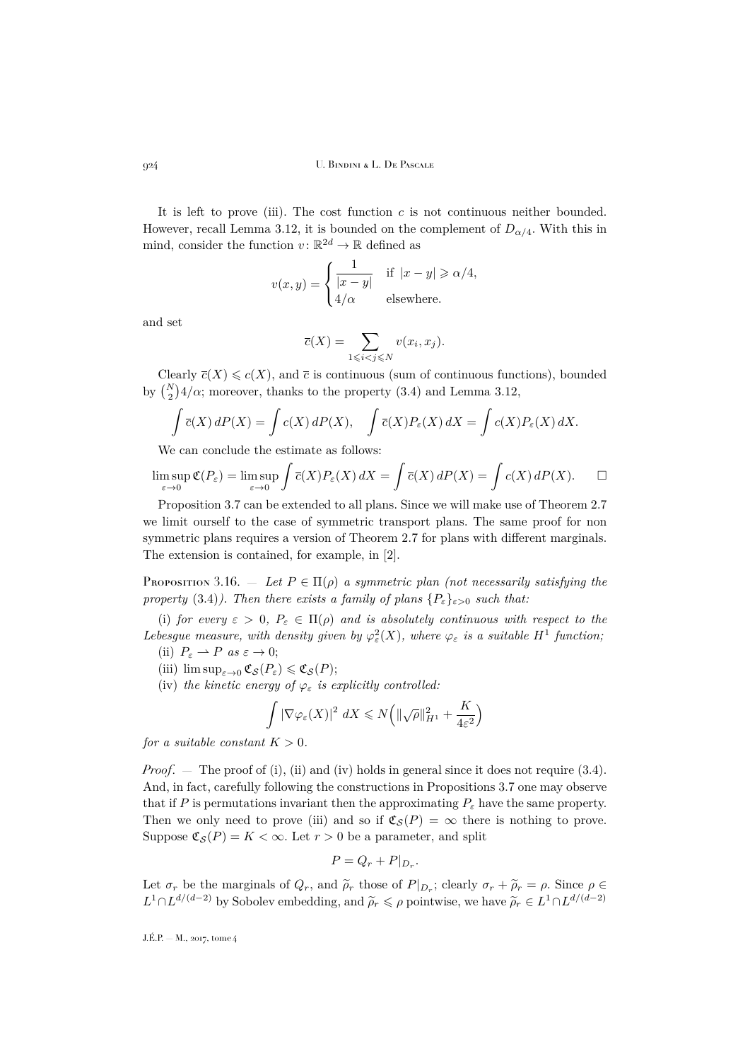It is left to prove (iii). The cost function $c$ is not continuous neither bounded. However, recall Lemma 3.12, it is bounded on the complement of $D_{\alpha/4}$. With this in mind, consider the function $v\colon \mathbb{R}^{2d} \to \mathbb{R}$ defined as

$$v(x,y) = \begin{cases} \dfrac{1}{|x-y|} & \text{if } |x-y| \geqslant \alpha/4, \\ 4/\alpha & \text{elsewhere.} \end{cases}$$

and set

$$\overline{c}(X) = \sum_{1 \leqslant i < j \leqslant N} v(x_i, x_j).$$

Clearly $\overline{c}(X) \leqslant c(X)$, and $\overline{c}$ is continuous (sum of continuous functions), bounded by $\binom{N}{2} 4/\alpha$; moreover, thanks to the property (3.4) and Lemma 3.12,

$$\int \overline{c}(X)\, dP(X) = \int c(X)\, dP(X), \quad \int \overline{c}(X) P_\varepsilon(X)\, dX = \int c(X) P_\varepsilon(X)\, dX.$$

We can conclude the estimate as follows:

$$\limsup_{\varepsilon \to 0} \mathfrak{C}(P_\varepsilon) = \limsup_{\varepsilon \to 0} \int \overline{c}(X) P_\varepsilon(X)\, dX = \int \overline{c}(X)\, dP(X) = \int c(X)\, dP(X). \qquad \square$$

Proposition 3.7 can be extended to all plans. Since we will make use of Theorem 2.7 we limit ourself to the case of symmetric transport plans. The same proof for non symmetric plans requires a version of Theorem 2.7 for plans with different marginals. The extension is contained, for example, in [2].

Proposition 3.16. — *Let $P \in \Pi(\rho)$ a symmetric plan (not necessarily satisfying the property (3.4)). Then there exists a family of plans $\{P_\varepsilon\}_{\varepsilon>0}$ such that:*

(i) *for every $\varepsilon > 0$, $P_\varepsilon \in \Pi(\rho)$ and is absolutely continuous with respect to the Lebesgue measure, with density given by $\varphi_\varepsilon^2(X)$, where $\varphi_\varepsilon$ is a suitable $H^1$ function;*

(ii) $P_\varepsilon \rightharpoonup P$ *as* $\varepsilon \to 0$;

(iii) $\limsup_{\varepsilon \to 0} \mathfrak{C}_{\mathcal{S}}(P_\varepsilon) \leqslant \mathfrak{C}_{\mathcal{S}}(P)$;

(iv) *the kinetic energy of $\varphi_\varepsilon$ is explicitly controlled:*

$$\int |\nabla \varphi_\varepsilon(X)|^2\, dX \leqslant N\Big( \|\sqrt{\rho}\|_{H^1}^2 + \frac{K}{4\varepsilon^2} \Big)$$

*for a suitable constant $K > 0$.*

*Proof*. — The proof of (i), (ii) and (iv) holds in general since it does not require (3.4). And, in fact, carefully following the constructions in Propositions 3.7 one may observe that if $P$ is permutations invariant then the approximating $P_\varepsilon$ have the same property. Then we only need to prove (iii) and so if $\mathfrak{C}_{\mathcal{S}}(P) = \infty$ there is nothing to prove. Suppose $\mathfrak{C}_{\mathcal{S}}(P) = K < \infty$. Let $r > 0$ be a parameter, and split

$$P = Q_r + P|_{D_r}.$$

Let $\sigma_r$ be the marginals of $Q_r$, and $\widetilde{\rho}_r$ those of $P|_{D_r}$; clearly $\sigma_r + \widetilde{\rho}_r = \rho$. Since $\rho \in L^1 \cap L^{d/(d-2)}$ by Sobolev embedding, and $\widetilde{\rho}_r \leqslant \rho$ pointwise, we have $\widetilde{\rho}_r \in L^1 \cap L^{d/(d-2)}$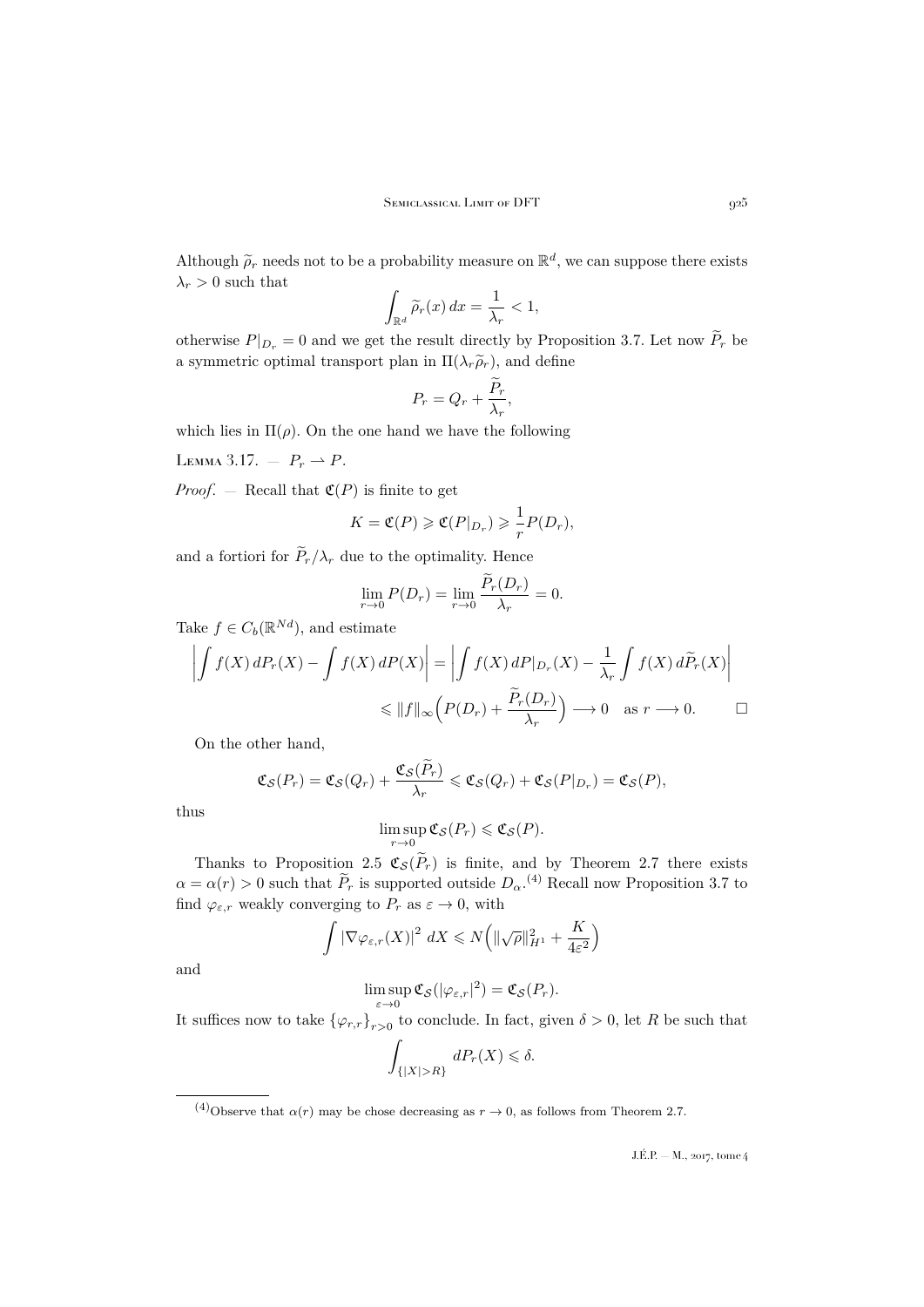Although $\widetilde{\rho}_r$ needs not to be a probability measure on $\mathbb{R}^d$, we can suppose there exists $\lambda_r > 0$ such that

$$\int_{\mathbb{R}^d} \widetilde{\rho}_r(x)\, dx = \frac{1}{\lambda_r} < 1,$$

otherwise $P|_{D_r} = 0$ and we get the result directly by Proposition 3.7. Let now $\widetilde{P}_r$ be a symmetric optimal transport plan in $\Pi(\lambda_r \widetilde{\rho}_r)$, and define

$$P_r = Q_r + \frac{\widetilde{P}_r}{\lambda_r},$$

which lies in $\Pi(\rho)$. On the one hand we have the following

Lemma 3.17. — $P_r \rightharpoonup P$.

*Proof*. — Recall that $\mathfrak{C}(P)$ is finite to get

$$K = \mathfrak{C}(P) \geqslant \mathfrak{C}(P|_{D_r}) \geqslant \frac{1}{r} P(D_r),$$

and a fortiori for $\widetilde{P}_r / \lambda_r$ due to the optimality. Hence

$$\lim_{r \to 0} P(D_r) = \lim_{r \to 0} \frac{\widetilde{P}_r(D_r)}{\lambda_r} = 0.$$

Take $f \in C_b(\mathbb{R}^{Nd})$, and estimate

$$\begin{aligned}\left| \int f(X)\, dP_r(X) - \int f(X)\, dP(X) \right| &= \left| \int f(X)\, dP|_{D_r}(X) - \frac{1}{\lambda_r} \int f(X)\, d\widetilde{P}_r(X) \right| \\ &\leqslant \|f\|_\infty \Big( P(D_r) + \frac{\widetilde{P}_r(D_r)}{\lambda_r} \Big) \longrightarrow 0 \quad \text{as } r \longrightarrow 0. \qquad \square\end{aligned}$$

On the other hand,

$$\mathfrak{C}_{\mathcal{S}}(P_r) = \mathfrak{C}_{\mathcal{S}}(Q_r) + \frac{\mathfrak{C}_{\mathcal{S}}(\widetilde{P}_r)}{\lambda_r} \leqslant \mathfrak{C}_{\mathcal{S}}(Q_r) + \mathfrak{C}_{\mathcal{S}}(P|_{D_r}) = \mathfrak{C}_{\mathcal{S}}(P),$$

thus

$$\limsup_{r \to 0} \mathfrak{C}_{\mathcal{S}}(P_r) \leqslant \mathfrak{C}_{\mathcal{S}}(P).$$

Thanks to Proposition 2.5 $\mathfrak{C}_{\mathcal{S}}(\widetilde{P}_r)$ is finite, and by Theorem 2.7 there exists $\alpha = \alpha(r) > 0$ such that $\widetilde{P}_r$ is supported outside $D_\alpha$.[4] Recall now Proposition 3.7 to find $\varphi_{\varepsilon,r}$ weakly converging to $P_r$ as $\varepsilon \to 0$, with

$$\int |\nabla \varphi_{\varepsilon,r}(X)|^2 \, dX \leqslant N \Big( \|\sqrt{\rho}\|_{H^1}^2 + \frac{K}{4\varepsilon^2} \Big)$$

and

$$\limsup_{\varepsilon \to 0} \mathfrak{C}_{\mathcal{S}}(|\varphi_{\varepsilon,r}|^2) = \mathfrak{C}_{\mathcal{S}}(P_r).$$

It suffices now to take $\{\varphi_{r,r}\}_{r>0}$ to conclude. In fact, given $\delta > 0$, let $R$ be such that

$$\int_{\{|X|>R\}} dP_r(X) \leqslant \delta.$$

---

[4] Observe that $\alpha(r)$ may be chose decreasing as $r \to 0$, as follows from Theorem 2.7.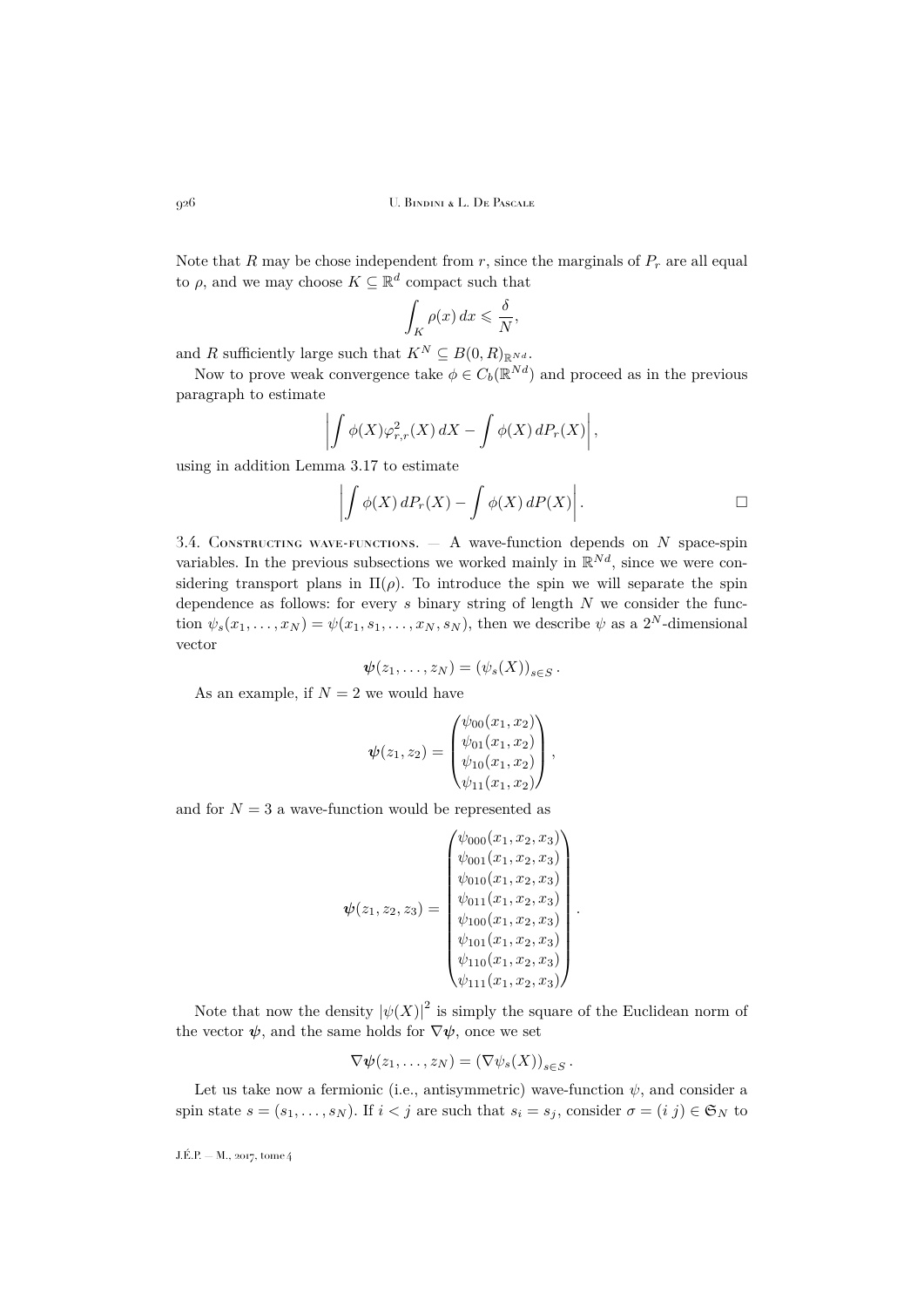Note that $R$ may be chose independent from $r$, since the marginals of $P_r$ are all equal to $\rho$, and we may choose $K \subseteq \mathbb{R}^d$ compact such that

$$\int_K \rho(x)\, dx \leqslant \frac{\delta}{N},$$

and $R$ sufficiently large such that $K^N \subseteq B(0,R)_{\mathbb{R}^{Nd}}$.

Now to prove weak convergence take $\phi \in C_b(\mathbb{R}^{Nd})$ and proceed as in the previous paragraph to estimate

$$\left| \int \phi(X) \varphi_{r,r}^2(X)\, dX - \int \phi(X)\, dP_r(X) \right|,$$

using in addition Lemma 3.17 to estimate

$$\left| \int \phi(X)\, dP_r(X) - \int \phi(X)\, dP(X) \right|. \qquad \square$$

3.4. Constructing wave-functions. — A wave-function depends on $N$ space-spin variables. In the previous subsections we worked mainly in $\mathbb{R}^{Nd}$, since we were considering transport plans in $\Pi(\rho)$. To introduce the spin we will separate the spin dependence as follows: for every $s$ binary string of length $N$ we consider the function $\psi_s(x_1, \dots, x_N) = \psi(x_1, s_1, \dots, x_N, s_N)$, then we describe $\psi$ as a $2^N$-dimensional vector

$$\boldsymbol{\psi}(z_1, \dots, z_N) = \left(\psi_s(X)\right)_{s \in S}.$$

As an example, if $N = 2$ we would have

$$\boldsymbol{\psi}(z_1, z_2) = \begin{pmatrix} \psi_{00}(x_1, x_2) \\ \psi_{01}(x_1, x_2) \\ \psi_{10}(x_1, x_2) \\ \psi_{11}(x_1, x_2) \end{pmatrix},$$

and for $N = 3$ a wave-function would be represented as

$$\boldsymbol{\psi}(z_1, z_2, z_3) = \begin{pmatrix} \psi_{000}(x_1, x_2, x_3) \\ \psi_{001}(x_1, x_2, x_3) \\ \psi_{010}(x_1, x_2, x_3) \\ \psi_{011}(x_1, x_2, x_3) \\ \psi_{100}(x_1, x_2, x_3) \\ \psi_{101}(x_1, x_2, x_3) \\ \psi_{110}(x_1, x_2, x_3) \\ \psi_{111}(x_1, x_2, x_3) \end{pmatrix}.$$

Note that now the density $|\psi(X)|^2$ is simply the square of the Euclidean norm of the vector $\boldsymbol{\psi}$, and the same holds for $\nabla\boldsymbol{\psi}$, once we set

$$\nabla\boldsymbol{\psi}(z_1, \dots, z_N) = \left(\nabla\psi_s(X)\right)_{s \in S}.$$

Let us take now a fermionic (i.e., antisymmetric) wave-function $\psi$, and consider a spin state $s = (s_1, \dots, s_N)$. If $i < j$ are such that $s_i = s_j$, consider $\sigma = (i\ j) \in \mathfrak{S}_N$ to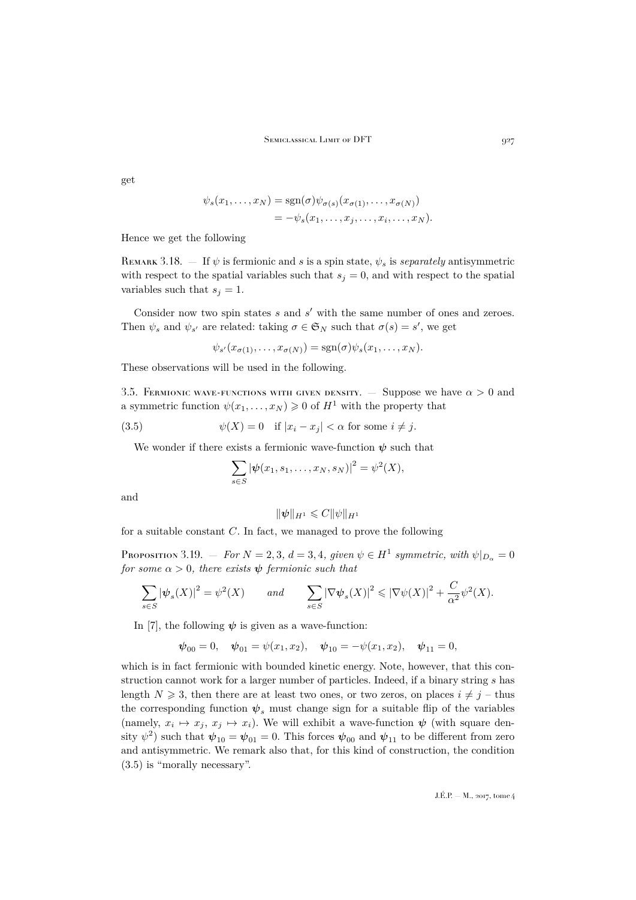get

$$\begin{aligned}\psi_s(x_1,\dots,x_N) &= \operatorname{sgn}(\sigma)\psi_{\sigma(s)}(x_{\sigma(1)},\dots,x_{\sigma(N)})\\ &= -\psi_s(x_1,\dots,x_j,\dots,x_i,\dots,x_N).\end{aligned}$$

Hence we get the following

Remark 3.18. — If $\psi$ is fermionic and $s$ is a spin state, $\psi_s$ is *separately* antisymmetric with respect to the spatial variables such that $s_j = 0$, and with respect to the spatial variables such that $s_j = 1$.

Consider now two spin states $s$ and $s'$ with the same number of ones and zeroes. Then $\psi_s$ and $\psi_{s'}$ are related: taking $\sigma \in \mathfrak{S}_N$ such that $\sigma(s) = s'$, we get

$$\psi_{s'}(x_{\sigma(1)},\dots,x_{\sigma(N)}) = \operatorname{sgn}(\sigma)\psi_s(x_1,\dots,x_N).$$

These observations will be used in the following.

3.5. Fermionic wave-functions with given density. — Suppose we have $\alpha > 0$ and a symmetric function $\psi(x_1,\dots,x_N) \geqslant 0$ of $H^1$ with the property that

$$\psi(X) = 0 \quad \text{if } |x_i - x_j| < \alpha \text{ for some } i \neq j. \tag{3.5}$$

We wonder if there exists a fermionic wave-function $\boldsymbol{\psi}$ such that

$$\sum_{s\in S} |\boldsymbol{\psi}(x_1,s_1,\dots,x_N,s_N)|^2 = \psi^2(X),$$

and

$$\|\boldsymbol{\psi}\|_{H^1} \leqslant C\|\psi\|_{H^1}$$

for a suitable constant $C$. In fact, we managed to prove the following

Proposition 3.19. — *For $N = 2, 3$, $d = 3, 4$, given $\psi \in H^1$ symmetric, with $\psi|_{D_\alpha} = 0$ for some $\alpha > 0$, there exists $\boldsymbol{\psi}$ fermionic such that*

$$\sum_{s\in S} |\boldsymbol{\psi}_s(X)|^2 = \psi^2(X) \qquad \textit{and} \qquad \sum_{s\in S} |\nabla\boldsymbol{\psi}_s(X)|^2 \leqslant |\nabla\psi(X)|^2 + \frac{C}{\alpha^2}\psi^2(X).$$

In [7], the following $\boldsymbol{\psi}$ is given as a wave-function:

$$\boldsymbol{\psi}_{00} = 0, \quad \boldsymbol{\psi}_{01} = \psi(x_1,x_2), \quad \boldsymbol{\psi}_{10} = -\psi(x_1,x_2), \quad \boldsymbol{\psi}_{11} = 0,$$

which is in fact fermionic with bounded kinetic energy. Note, however, that this construction cannot work for a larger number of particles. Indeed, if a binary string $s$ has length $N \geqslant 3$, then there are at least two ones, or two zeros, on places $i \neq j$ – thus the corresponding function $\boldsymbol{\psi}_s$ must change sign for a suitable flip of the variables (namely, $x_i \mapsto x_j$, $x_j \mapsto x_i$). We will exhibit a wave-function $\boldsymbol{\psi}$ (with square density $\psi^2$) such that $\boldsymbol{\psi}_{10} = \boldsymbol{\psi}_{01} = 0$. This forces $\boldsymbol{\psi}_{00}$ and $\boldsymbol{\psi}_{11}$ to be different from zero and antisymmetric. We remark also that, for this kind of construction, the condition (3.5) is "morally necessary".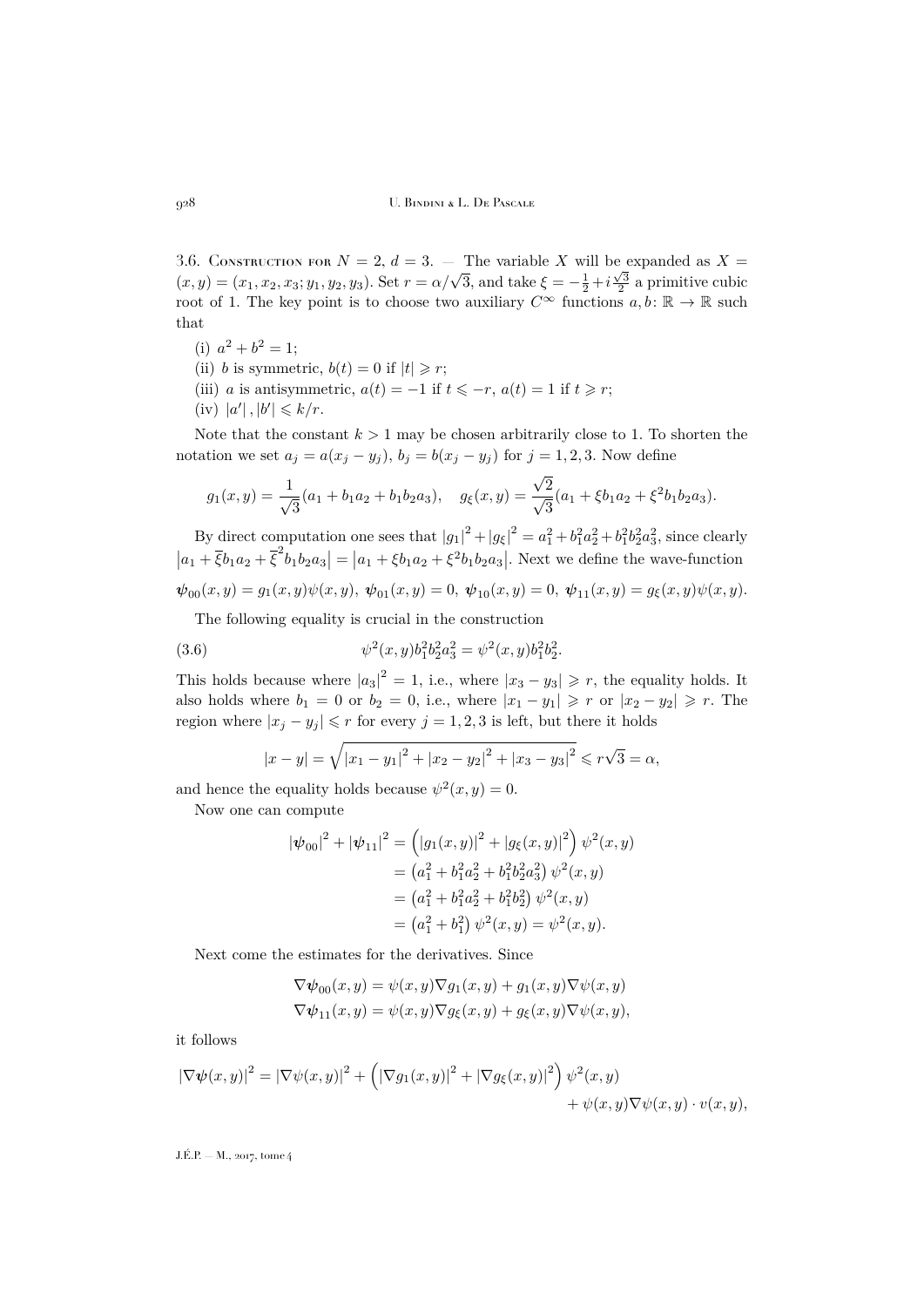3.6. Construction for $N = 2$, $d = 3$. — The variable $X$ will be expanded as $X = (x, y) = (x_1, x_2, x_3; y_1, y_2, y_3)$. Set $r = \alpha/\sqrt{3}$, and take $\xi = -\frac{1}{2} + i\frac{\sqrt{3}}{2}$ a primitive cubic root of 1. The key point is to choose two auxiliary $C^\infty$ functions $a, b\colon \mathbb{R} \to \mathbb{R}$ such that

(i) $a^2 + b^2 = 1$;

(ii) $b$ is symmetric, $b(t) = 0$ if $|t| \geqslant r$;

(iii) $a$ is antisymmetric, $a(t) = -1$ if $t \leqslant -r$, $a(t) = 1$ if $t \geqslant r$;

(iv) $|a'|, |b'| \leqslant k/r$.

Note that the constant $k > 1$ may be chosen arbitrarily close to 1. To shorten the notation we set $a_j = a(x_j - y_j)$, $b_j = b(x_j - y_j)$ for $j = 1, 2, 3$. Now define

$$g_1(x, y) = \frac{1}{\sqrt{3}}(a_1 + b_1 a_2 + b_1 b_2 a_3), \quad g_\xi(x, y) = \frac{\sqrt{2}}{\sqrt{3}}(a_1 + \xi b_1 a_2 + \xi^2 b_1 b_2 a_3).$$

By direct computation one sees that $|g_1|^2 + |g_\xi|^2 = a_1^2 + b_1^2 a_2^2 + b_1^2 b_2^2 a_3^2$, since clearly $\left|a_1 + \overline{\xi} b_1 a_2 + \overline{\xi}^2 b_1 b_2 a_3\right| = \left|a_1 + \xi b_1 a_2 + \xi^2 b_1 b_2 a_3\right|$. Next we define the wave-function

$$\boldsymbol{\psi}_{00}(x, y) = g_1(x, y)\psi(x, y),\ \boldsymbol{\psi}_{01}(x, y) = 0,\ \boldsymbol{\psi}_{10}(x, y) = 0,\ \boldsymbol{\psi}_{11}(x, y) = g_\xi(x, y)\psi(x, y).$$

The following equality is crucial in the construction

$$\psi^2(x, y) b_1^2 b_2^2 a_3^2 = \psi^2(x, y) b_1^2 b_2^2. \tag{3.6}$$

This holds because where $|a_3|^2 = 1$, i.e., where $|x_3 - y_3| \geqslant r$, the equality holds. It also holds where $b_1 = 0$ or $b_2 = 0$, i.e., where $|x_1 - y_1| \geqslant r$ or $|x_2 - y_2| \geqslant r$. The region where $|x_j - y_j| \leqslant r$ for every $j = 1, 2, 3$ is left, but there it holds

$$|x - y| = \sqrt{|x_1 - y_1|^2 + |x_2 - y_2|^2 + |x_3 - y_3|^2} \leqslant r\sqrt{3} = \alpha,$$

and hence the equality holds because $\psi^2(x, y) = 0$.

Now one can compute

$$\begin{aligned}
|\boldsymbol{\psi}_{00}|^2 + |\boldsymbol{\psi}_{11}|^2 &= \left(|g_1(x, y)|^2 + |g_\xi(x, y)|^2\right) \psi^2(x, y) \\
&= \left(a_1^2 + b_1^2 a_2^2 + b_1^2 b_2^2 a_3^2\right) \psi^2(x, y) \\
&= \left(a_1^2 + b_1^2 a_2^2 + b_1^2 b_2^2\right) \psi^2(x, y) \\
&= \left(a_1^2 + b_1^2\right) \psi^2(x, y) = \psi^2(x, y).
\end{aligned}$$

Next come the estimates for the derivatives. Since

$$\begin{aligned}
\nabla \boldsymbol{\psi}_{00}(x, y) &= \psi(x, y) \nabla g_1(x, y) + g_1(x, y) \nabla \psi(x, y) \\
\nabla \boldsymbol{\psi}_{11}(x, y) &= \psi(x, y) \nabla g_\xi(x, y) + g_\xi(x, y) \nabla \psi(x, y),
\end{aligned}$$

it follows

$$\begin{aligned}
|\nabla \boldsymbol{\psi}(x, y)|^2 = |\nabla \psi(x, y)|^2 + \left(|\nabla g_1(x, y)|^2 + |\nabla g_\xi(x, y)|^2\right) \psi^2(x, y) \\
+ \psi(x, y) \nabla \psi(x, y) \cdot v(x, y),
\end{aligned}$$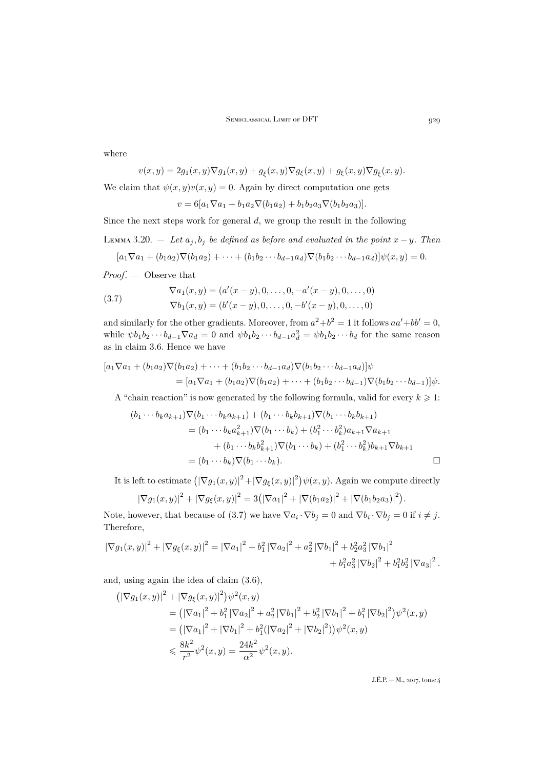where

$$v(x,y) = 2g_1(x,y)\nabla g_1(x,y) + g_{\overline{\xi}}(x,y)\nabla g_{\xi}(x,y) + g_{\xi}(x,y)\nabla g_{\overline{\xi}}(x,y).$$

We claim that $\psi(x,y)v(x,y) = 0$. Again by direct computation one gets

$$v = 6[a_1\nabla a_1 + b_1 a_2 \nabla(b_1 a_2) + b_1 b_2 a_3 \nabla(b_1 b_2 a_3)].$$

Since the next steps work for general $d$, we group the result in the following

Lemma 3.20. — *Let $a_j, b_j$ be defined as before and evaluated in the point $x-y$. Then*

$$[a_1\nabla a_1 + (b_1 a_2)\nabla(b_1 a_2) + \cdots + (b_1 b_2 \cdots b_{d-1} a_d)\nabla(b_1 b_2 \cdots b_{d-1} a_d)]\psi(x,y) = 0.$$

*Proof*. — Observe that

$$\begin{aligned}
\nabla a_1(x,y) &= (a'(x-y), 0, \ldots, 0, -a'(x-y), 0, \ldots, 0) \\
\nabla b_1(x,y) &= (b'(x-y), 0, \ldots, 0, -b'(x-y), 0, \ldots, 0)
\end{aligned} \tag{3.7}$$

and similarly for the other gradients. Moreover, from $a^2+b^2 = 1$ it follows $aa'+bb' = 0$, while $\psi b_1 b_2 \cdots b_{d-1} \nabla a_d = 0$ and $\psi b_1 b_2 \cdots b_{d-1} a_d^2 = \psi b_1 b_2 \cdots b_d$ for the same reason as in claim 3.6. Hence we have

$$\begin{aligned}
[a_1\nabla a_1 + (b_1 a_2)\nabla(b_1 a_2) &+ \cdots + (b_1 b_2 \cdots b_{d-1} a_d)\nabla(b_1 b_2 \cdots b_{d-1} a_d)]\psi \\
&= [a_1\nabla a_1 + (b_1 a_2)\nabla(b_1 a_2) + \cdots + (b_1 b_2 \cdots b_{d-1})\nabla(b_1 b_2 \cdots b_{d-1})]\psi.
\end{aligned}$$

A "chain reaction" is now generated by the following formula, valid for every $k \geqslant 1$:

$$\begin{aligned}
(b_1 \cdots b_k a_{k+1})\nabla(b_1 \cdots b_k a_{k+1}) &+ (b_1 \cdots b_k b_{k+1})\nabla(b_1 \cdots b_k b_{k+1}) \\
&= (b_1 \cdots b_k a_{k+1}^2)\nabla(b_1 \cdots b_k) + (b_1^2 \cdots b_k^2) a_{k+1} \nabla a_{k+1} \\
&\quad + (b_1 \cdots b_k b_{k+1}^2)\nabla(b_1 \cdots b_k) + (b_1^2 \cdots b_k^2) b_{k+1} \nabla b_{k+1} \\
&= (b_1 \cdots b_k)\nabla(b_1 \cdots b_k).
\end{aligned}$$

□

It is left to estimate $\big(|\nabla g_1(x,y)|^2 + |\nabla g_{\xi}(x,y)|^2\big)\psi(x,y)$. Again we compute directly

$$|\nabla g_1(x,y)|^2 + |\nabla g_{\xi}(x,y)|^2 = 3\big(|\nabla a_1|^2 + |\nabla(b_1 a_2)|^2 + |\nabla(b_1 b_2 a_3)|^2\big).$$

Note, however, that because of (3.7) we have $\nabla a_i \cdot \nabla b_j = 0$ and $\nabla b_i \cdot \nabla b_j = 0$ if $i \neq j$. Therefore,

$$\begin{aligned}
|\nabla g_1(x,y)|^2 + |\nabla g_{\xi}(x,y)|^2 = |\nabla a_1|^2 + b_1^2 |\nabla a_2|^2 &+ a_2^2 |\nabla b_1|^2 + b_2^2 a_3^2 |\nabla b_1|^2 \\
&+ b_1^2 a_3^2 |\nabla b_2|^2 + b_1^2 b_2^2 |\nabla a_3|^2 .
\end{aligned}$$

and, using again the idea of claim (3.6),

$$\begin{aligned}
\big(|\nabla g_1(x,y)|^2 &+ |\nabla g_{\xi}(x,y)|^2\big)\psi^2(x,y) \\
&= \big(|\nabla a_1|^2 + b_1^2 |\nabla a_2|^2 + a_2^2 |\nabla b_1|^2 + b_2^2 |\nabla b_1|^2 + b_1^2 |\nabla b_2|^2\big)\psi^2(x,y) \\
&= \big(|\nabla a_1|^2 + |\nabla b_1|^2 + b_1^2(|\nabla a_2|^2 + |\nabla b_2|^2)\big)\psi^2(x,y) \\
&\leqslant \frac{8k^2}{r^2}\psi^2(x,y) = \frac{24k^2}{\alpha^2}\psi^2(x,y).
\end{aligned}$$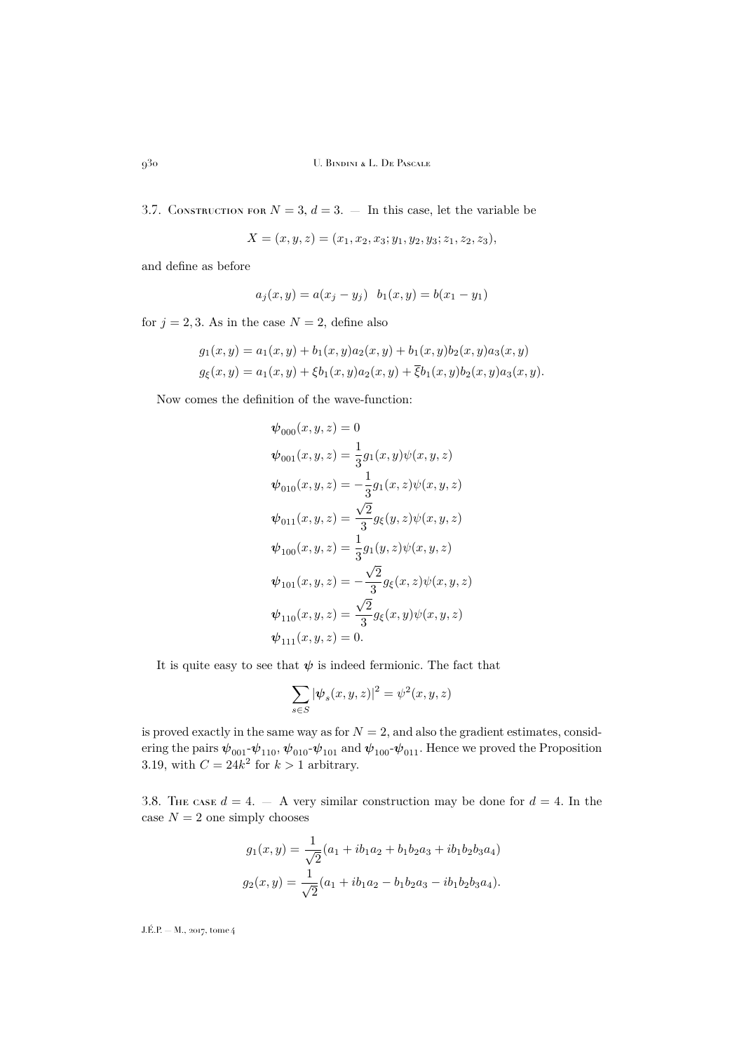3.7. Construction for $N = 3$, $d = 3$. — In this case, let the variable be

$$X = (x, y, z) = (x_1, x_2, x_3; y_1, y_2, y_3; z_1, z_2, z_3),$$

and define as before

$$a_j(x, y) = a(x_j - y_j) \quad b_1(x, y) = b(x_1 - y_1)$$

for $j = 2, 3$. As in the case $N = 2$, define also

$$g_1(x, y) = a_1(x, y) + b_1(x, y)a_2(x, y) + b_1(x, y)b_2(x, y)a_3(x, y)$$
$$g_\xi(x, y) = a_1(x, y) + \xi b_1(x, y)a_2(x, y) + \overline{\xi} b_1(x, y)b_2(x, y)a_3(x, y).$$

Now comes the definition of the wave-function:

$$\begin{aligned}
\boldsymbol{\psi}_{000}(x, y, z) &= 0 \\
\boldsymbol{\psi}_{001}(x, y, z) &= \frac{1}{3} g_1(x, y)\psi(x, y, z) \\
\boldsymbol{\psi}_{010}(x, y, z) &= -\frac{1}{3} g_1(x, z)\psi(x, y, z) \\
\boldsymbol{\psi}_{011}(x, y, z) &= \frac{\sqrt{2}}{3} g_\xi(y, z)\psi(x, y, z) \\
\boldsymbol{\psi}_{100}(x, y, z) &= \frac{1}{3} g_1(y, z)\psi(x, y, z) \\
\boldsymbol{\psi}_{101}(x, y, z) &= -\frac{\sqrt{2}}{3} g_\xi(x, z)\psi(x, y, z) \\
\boldsymbol{\psi}_{110}(x, y, z) &= \frac{\sqrt{2}}{3} g_\xi(x, y)\psi(x, y, z) \\
\boldsymbol{\psi}_{111}(x, y, z) &= 0.
\end{aligned}$$

It is quite easy to see that $\boldsymbol{\psi}$ is indeed fermionic. The fact that

$$\sum_{s \in S} |\boldsymbol{\psi}_s(x, y, z)|^2 = \psi^2(x, y, z)$$

is proved exactly in the same way as for $N = 2$, and also the gradient estimates, considering the pairs $\boldsymbol{\psi}_{001}$-$\boldsymbol{\psi}_{110}$, $\boldsymbol{\psi}_{010}$-$\boldsymbol{\psi}_{101}$ and $\boldsymbol{\psi}_{100}$-$\boldsymbol{\psi}_{011}$. Hence we proved the Proposition 3.19, with $C = 24k^2$ for $k > 1$ arbitrary.

3.8. The case $d = 4$. — A very similar construction may be done for $d = 4$. In the case $N = 2$ one simply chooses

$$g_1(x, y) = \frac{1}{\sqrt{2}}(a_1 + ib_1a_2 + b_1b_2a_3 + ib_1b_2b_3a_4)$$
$$g_2(x, y) = \frac{1}{\sqrt{2}}(a_1 + ib_1a_2 - b_1b_2a_3 - ib_1b_2b_3a_4).$$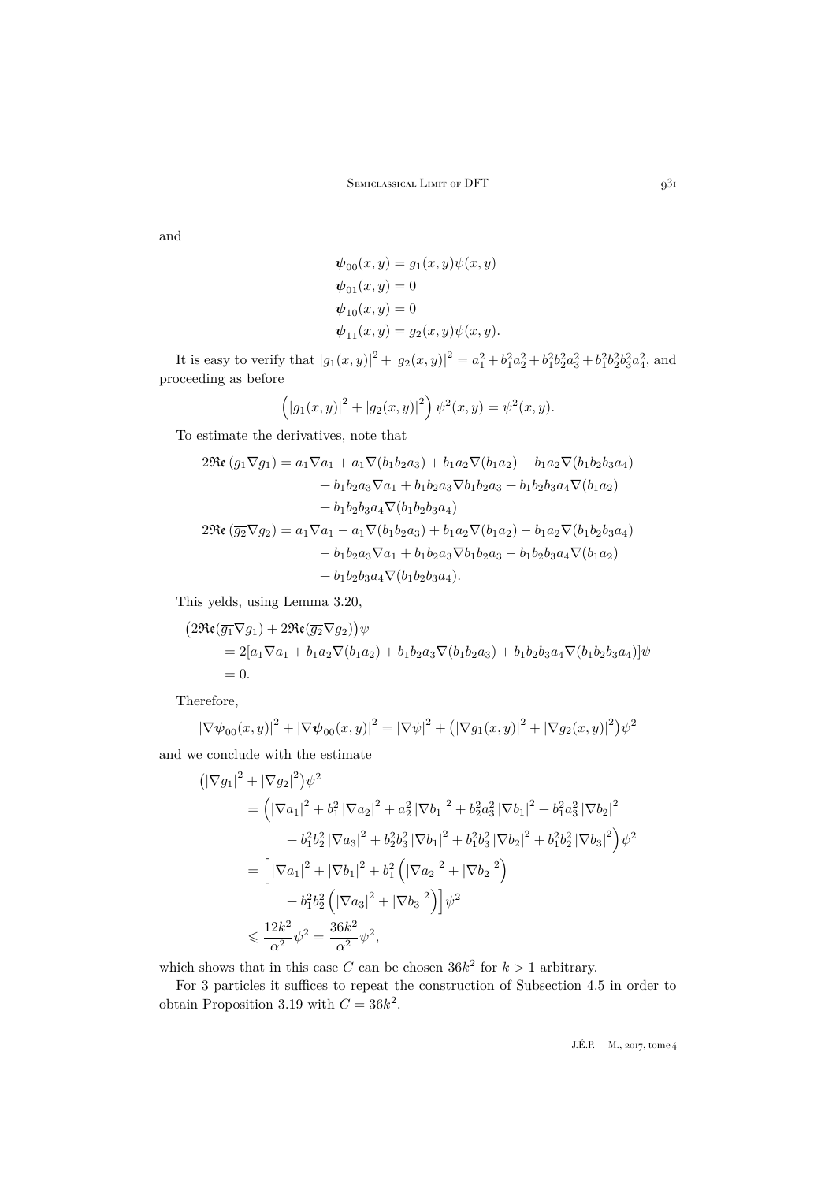and

$$
\begin{aligned}
\boldsymbol{\psi}_{00}(x,y) &= g_1(x,y)\psi(x,y)\\
\boldsymbol{\psi}_{01}(x,y) &= 0\\
\boldsymbol{\psi}_{10}(x,y) &= 0\\
\boldsymbol{\psi}_{11}(x,y) &= g_2(x,y)\psi(x,y).
\end{aligned}
$$

It is easy to verify that $|g_1(x,y)|^2+|g_2(x,y)|^2 = a_1^2+b_1^2a_2^2+b_1^2b_2^2a_3^2+b_1^2b_2^2b_3^2a_4^2$, and proceeding as before

$$
\left(|g_1(x,y)|^2+|g_2(x,y)|^2\right)\psi^2(x,y) = \psi^2(x,y).
$$

To estimate the derivatives, note that

$$
\begin{aligned}
2\mathfrak{Re}\left(\overline{g_1}\nabla g_1\right) &= a_1\nabla a_1 + a_1\nabla(b_1b_2a_3) + b_1a_2\nabla(b_1a_2) + b_1a_2\nabla(b_1b_2b_3a_4)\\
&\quad + b_1b_2a_3\nabla a_1 + b_1b_2a_3\nabla b_1b_2a_3 + b_1b_2b_3a_4\nabla(b_1a_2)\\
&\quad + b_1b_2b_3a_4\nabla(b_1b_2b_3a_4)\\
2\mathfrak{Re}\left(\overline{g_2}\nabla g_2\right) &= a_1\nabla a_1 - a_1\nabla(b_1b_2a_3) + b_1a_2\nabla(b_1a_2) - b_1a_2\nabla(b_1b_2b_3a_4)\\
&\quad - b_1b_2a_3\nabla a_1 + b_1b_2a_3\nabla b_1b_2a_3 - b_1b_2b_3a_4\nabla(b_1a_2)\\
&\quad + b_1b_2b_3a_4\nabla(b_1b_2b_3a_4).
\end{aligned}
$$

This yelds, using Lemma 3.20,

$$
\begin{aligned}
&\big(2\mathfrak{Re}(\overline{g_1}\nabla g_1) + 2\mathfrak{Re}(\overline{g_2}\nabla g_2)\big)\psi\\
&\qquad = 2[a_1\nabla a_1 + b_1a_2\nabla(b_1a_2) + b_1b_2a_3\nabla(b_1b_2a_3) + b_1b_2b_3a_4\nabla(b_1b_2b_3a_4)]\psi\\
&\qquad = 0.
\end{aligned}
$$

Therefore,

$$
|\nabla\boldsymbol{\psi}_{00}(x,y)|^2 + |\nabla\boldsymbol{\psi}_{00}(x,y)|^2 = |\nabla\psi|^2 + \big(|\nabla g_1(x,y)|^2 + |\nabla g_2(x,y)|^2\big)\psi^2
$$

and we conclude with the estimate

$$
\begin{aligned}
&\big(|\nabla g_1|^2 + |\nabla g_2|^2\big)\psi^2\\
&\quad = \Big(|\nabla a_1|^2 + b_1^2|\nabla a_2|^2 + a_2^2|\nabla b_1|^2 + b_2^2a_3^2|\nabla b_1|^2 + b_1^2a_3^2|\nabla b_2|^2\\
&\qquad + b_1^2b_2^2|\nabla a_3|^2 + b_2^2b_3^2|\nabla b_1|^2 + b_1^2b_3^2|\nabla b_2|^2 + b_1^2b_2^2|\nabla b_3|^2\Big)\psi^2\\
&\quad = \Big[|\nabla a_1|^2 + |\nabla b_1|^2 + b_1^2\left(|\nabla a_2|^2 + |\nabla b_2|^2\right)\\
&\qquad + b_1^2b_2^2\left(|\nabla a_3|^2 + |\nabla b_3|^2\right)\Big]\psi^2\\
&\quad \leqslant \frac{12k^2}{\alpha^2}\psi^2 = \frac{36k^2}{\alpha^2}\psi^2,
\end{aligned}
$$

which shows that in this case $C$ can be chosen $36k^2$ for $k>1$ arbitrary.

For 3 particles it suffices to repeat the construction of Subsection 4.5 in order to obtain Proposition 3.19 with $C = 36k^2$.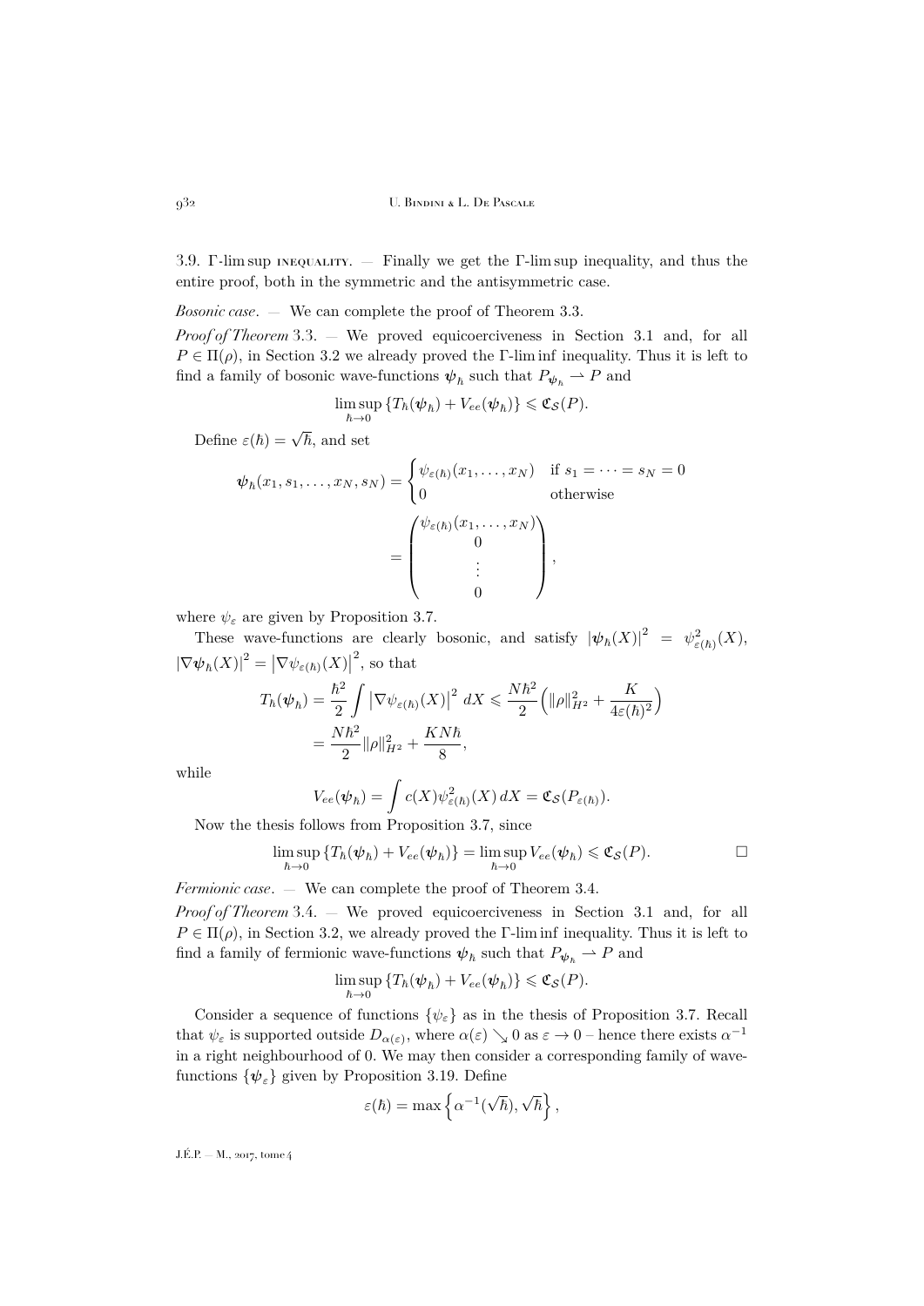3.9. Γ-lim sup inequality. — Finally we get the Γ-lim sup inequality, and thus the entire proof, both in the symmetric and the antisymmetric case.

*Bosonic case*. — We can complete the proof of Theorem 3.3.

*Proof of Theorem* 3.3. — We proved equicoerciveness in Section 3.1 and, for all $P \in \Pi(\rho)$, in Section 3.2 we already proved the Γ-lim inf inequality. Thus it is left to find a family of bosonic wave-functions $\boldsymbol{\psi}_\hbar$ such that $P_{\boldsymbol{\psi}_\hbar} \rightharpoonup P$ and

$$\limsup_{\hbar \to 0} \{T_\hbar(\boldsymbol{\psi}_\hbar) + V_{ee}(\boldsymbol{\psi}_\hbar)\} \leqslant \mathfrak{C}_{\mathcal{S}}(P).$$

Define $\varepsilon(\hbar) = \sqrt{\hbar}$, and set

$$\boldsymbol{\psi}_\hbar(x_1, s_1, \dots, x_N, s_N) = \begin{cases} \psi_{\varepsilon(\hbar)}(x_1, \dots, x_N) & \text{if } s_1 = \dots = s_N = 0 \\ 0 & \text{otherwise} \end{cases}$$
$$= \begin{pmatrix} \psi_{\varepsilon(\hbar)}(x_1, \dots, x_N) \\ 0 \\ \vdots \\ 0 \end{pmatrix},$$

where $\psi_\varepsilon$ are given by Proposition 3.7.

These wave-functions are clearly bosonic, and satisfy $|\boldsymbol{\psi}_\hbar(X)|^2 = \psi^2_{\varepsilon(\hbar)}(X)$, $|\nabla \boldsymbol{\psi}_\hbar(X)|^2 = |\nabla \psi_{\varepsilon(\hbar)}(X)|^2$, so that

$$T_\hbar(\boldsymbol{\psi}_\hbar) = \frac{\hbar^2}{2} \int |\nabla \psi_{\varepsilon(\hbar)}(X)|^2 \, dX \leqslant \frac{N\hbar^2}{2}\Big(\|\rho\|^2_{H^2} + \frac{K}{4\varepsilon(\hbar)^2}\Big)$$
$$= \frac{N\hbar^2}{2}\|\rho\|^2_{H^2} + \frac{KN\hbar}{8},$$

while

$$V_{ee}(\boldsymbol{\psi}_\hbar) = \int c(X) \psi^2_{\varepsilon(\hbar)}(X) \, dX = \mathfrak{C}_{\mathcal{S}}(P_{\varepsilon(\hbar)}).$$

Now the thesis follows from Proposition 3.7, since

$$\limsup_{\hbar \to 0} \{T_\hbar(\boldsymbol{\psi}_\hbar) + V_{ee}(\boldsymbol{\psi}_\hbar)\} = \limsup_{\hbar \to 0} V_{ee}(\boldsymbol{\psi}_\hbar) \leqslant \mathfrak{C}_{\mathcal{S}}(P). \qquad \square$$

*Fermionic case*. — We can complete the proof of Theorem 3.4.

*Proof of Theorem* 3.4. — We proved equicoerciveness in Section 3.1 and, for all $P \in \Pi(\rho)$, in Section 3.2, we already proved the Γ-lim inf inequality. Thus it is left to find a family of fermionic wave-functions $\boldsymbol{\psi}_\hbar$ such that $P_{\boldsymbol{\psi}_\hbar} \rightharpoonup P$ and

$$\limsup_{\hbar \to 0} \{T_\hbar(\boldsymbol{\psi}_\hbar) + V_{ee}(\boldsymbol{\psi}_\hbar)\} \leqslant \mathfrak{C}_{\mathcal{S}}(P).$$

Consider a sequence of functions $\{\psi_\varepsilon\}$ as in the thesis of Proposition 3.7. Recall that $\psi_\varepsilon$ is supported outside $D_{\alpha(\varepsilon)}$, where $\alpha(\varepsilon) \searrow 0$ as $\varepsilon \to 0$ – hence there exists $\alpha^{-1}$ in a right neighbourhood of 0. We may then consider a corresponding family of wave-functions $\{\boldsymbol{\psi}_\varepsilon\}$ given by Proposition 3.19. Define

$$\varepsilon(\hbar) = \max\left\{\alpha^{-1}(\sqrt{\hbar}), \sqrt{\hbar}\right\},$$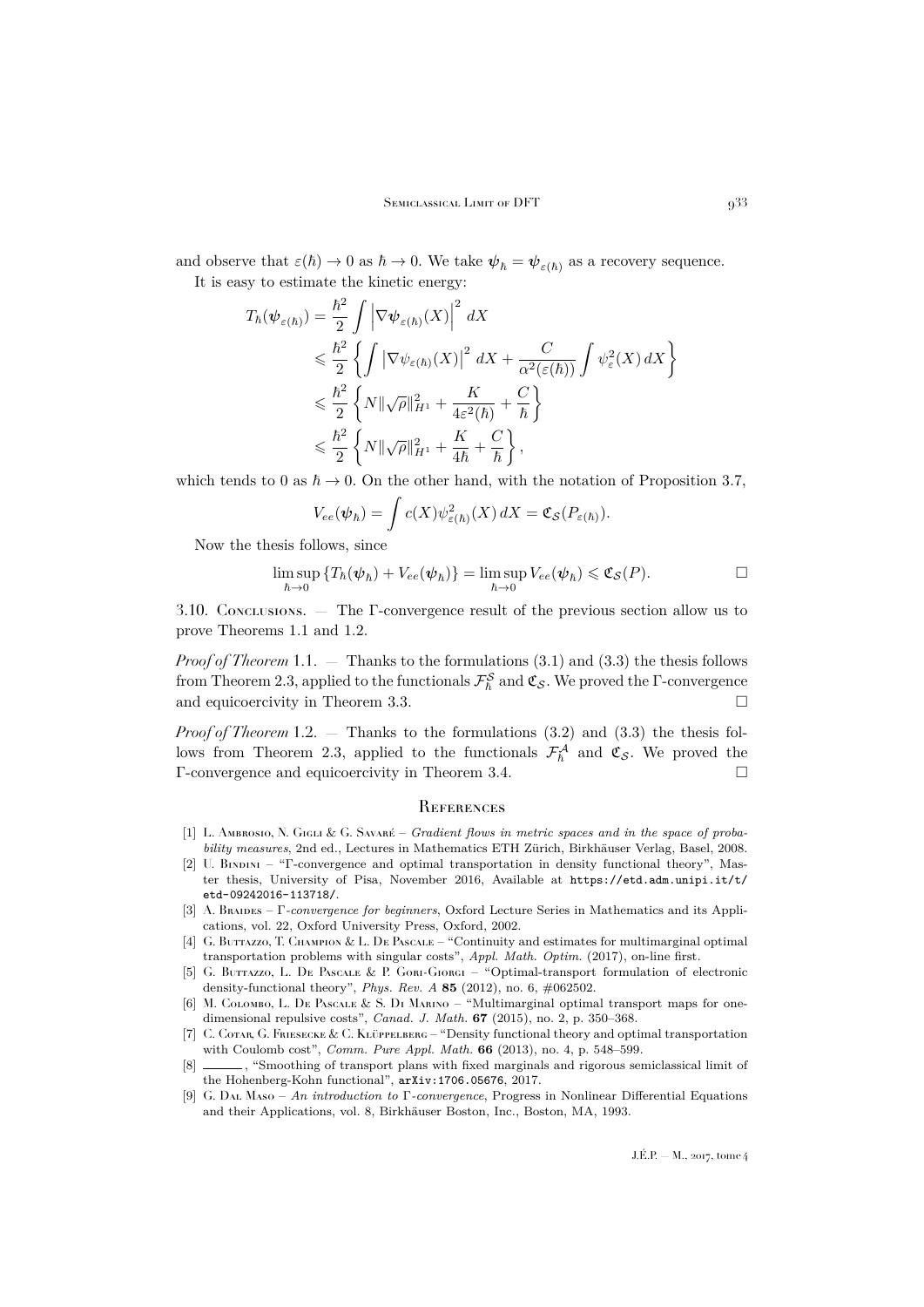and observe that $\varepsilon(\hbar) \to 0$ as $\hbar \to 0$. We take $\boldsymbol{\psi}_\hbar = \boldsymbol{\psi}_{\varepsilon(\hbar)}$ as a recovery sequence.

It is easy to estimate the kinetic energy:

$$
\begin{aligned}
T_\hbar(\boldsymbol{\psi}_{\varepsilon(\hbar)}) &= \frac{\hbar^2}{2} \int \left|\nabla \boldsymbol{\psi}_{\varepsilon(\hbar)}(X)\right|^2 \, dX \\
&\leqslant \frac{\hbar^2}{2} \left\{ \int \left|\nabla \psi_{\varepsilon(\hbar)}(X)\right|^2 \, dX + \frac{C}{\alpha^2(\varepsilon(\hbar))} \int \psi_\varepsilon^2(X) \, dX \right\} \\
&\leqslant \frac{\hbar^2}{2} \left\{ N \|\sqrt{\rho}\|_{H^1}^2 + \frac{K}{4\varepsilon^2(\hbar)} + \frac{C}{\hbar} \right\} \\
&\leqslant \frac{\hbar^2}{2} \left\{ N \|\sqrt{\rho}\|_{H^1}^2 + \frac{K}{4\hbar} + \frac{C}{\hbar} \right\},
\end{aligned}
$$

which tends to 0 as $\hbar \to 0$. On the other hand, with the notation of Proposition 3.7,

$$
V_{ee}(\boldsymbol{\psi}_\hbar) = \int c(X) \psi_{\varepsilon(\hbar)}^2(X) \, dX = \mathfrak{C}_{\mathcal{S}}(P_{\varepsilon(\hbar)}).
$$

Now the thesis follows, since

$$
\limsup_{\hbar \to 0} \{T_\hbar(\boldsymbol{\psi}_\hbar) + V_{ee}(\boldsymbol{\psi}_\hbar)\} = \limsup_{\hbar \to 0} V_{ee}(\boldsymbol{\psi}_\hbar) \leqslant \mathfrak{C}_{\mathcal{S}}(P). \qquad \square
$$

3.10. Conclusions. — The Γ-convergence result of the previous section allow us to prove Theorems 1.1 and 1.2.

*Proof of Theorem* 1.1. — Thanks to the formulations (3.1) and (3.3) the thesis follows from Theorem 2.3, applied to the functionals $\mathcal{F}_\hbar^{\mathcal{S}}$ and $\mathfrak{C}_{\mathcal{S}}$. We proved the Γ-convergence and equicoercivity in Theorem 3.3. □

*Proof of Theorem* 1.2. — Thanks to the formulations (3.2) and (3.3) the thesis follows from Theorem 2.3, applied to the functionals $\mathcal{F}_\hbar^{\mathcal{A}}$ and $\mathfrak{C}_{\mathcal{S}}$. We proved the Γ-convergence and equicoercivity in Theorem 3.4. □

## References

[1] L. Ambrosio, N. Gigli & G. Savaré – *Gradient flows in metric spaces and in the space of probability measures*, 2nd ed., Lectures in Mathematics ETH Zürich, Birkhäuser Verlag, Basel, 2008.

[2] U. Bindini – "Γ-convergence and optimal transportation in density functional theory", Master thesis, University of Pisa, November 2016, Available at https://etd.adm.unipi.it/t/etd-09242016-113718/.

[3] A. Braides – *Γ-convergence for beginners*, Oxford Lecture Series in Mathematics and its Applications, vol. 22, Oxford University Press, Oxford, 2002.

[4] G. Buttazzo, T. Champion & L. De Pascale – "Continuity and estimates for multimarginal optimal transportation problems with singular costs", *Appl. Math. Optim.* (2017), on-line first.

[5] G. Buttazzo, L. De Pascale & P. Gori-Giorgi – "Optimal-transport formulation of electronic density-functional theory", *Phys. Rev. A* **85** (2012), no. 6, #062502.

[6] M. Colombo, L. De Pascale & S. Di Marino – "Multimarginal optimal transport maps for one-dimensional repulsive costs", *Canad. J. Math.* **67** (2015), no. 2, p. 350–368.

[7] C. Cotar, G. Friesecke & C. Klüppelberg – "Density functional theory and optimal transportation with Coulomb cost", *Comm. Pure Appl. Math.* **66** (2013), no. 4, p. 548–599.

[8] ———, "Smoothing of transport plans with fixed marginals and rigorous semiclassical limit of the Hohenberg-Kohn functional", arXiv:1706.05676, 2017.

[9] G. Dal Maso – *An introduction to Γ-convergence*, Progress in Nonlinear Differential Equations and their Applications, vol. 8, Birkhäuser Boston, Inc., Boston, MA, 1993.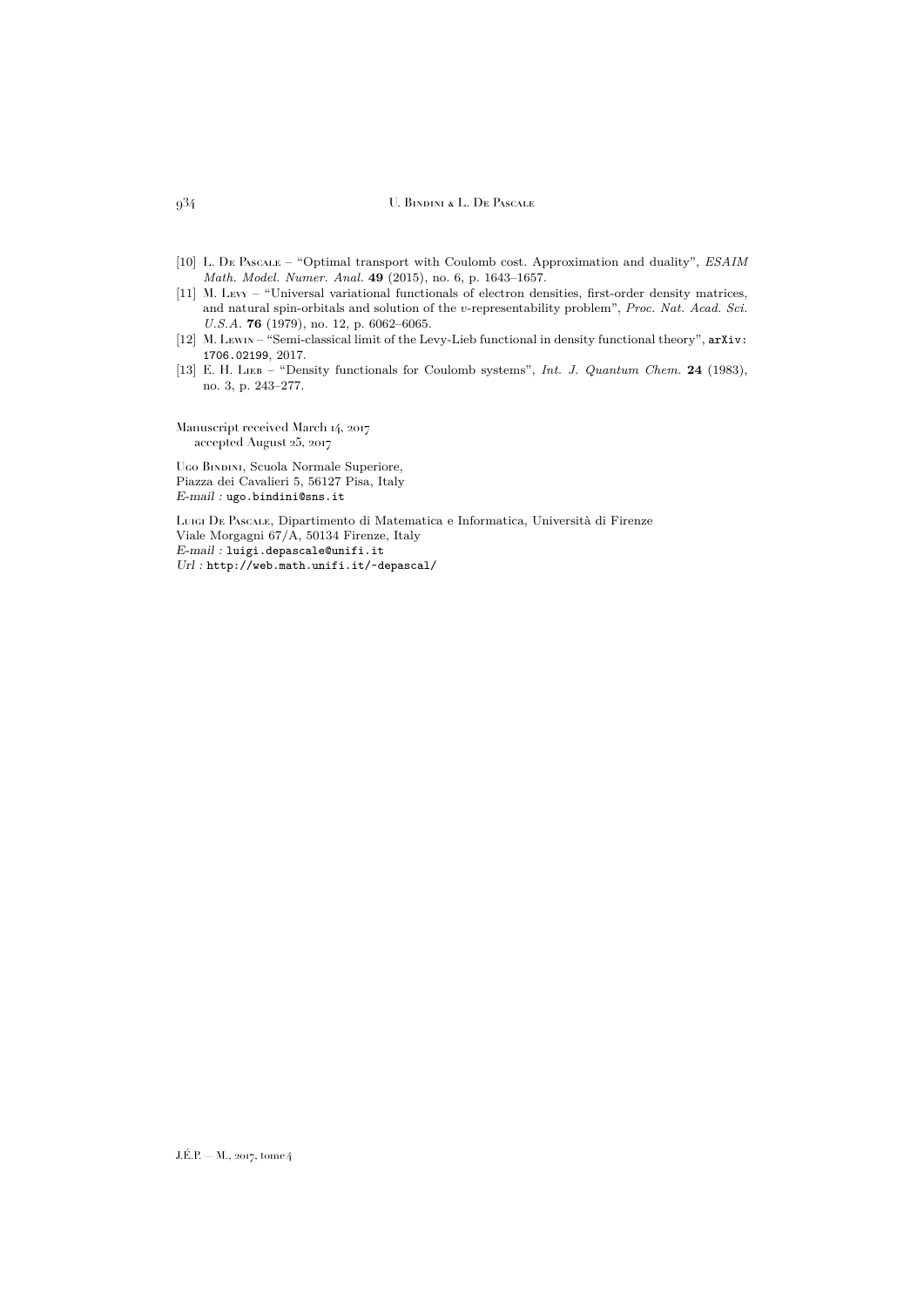[10] L. De Pascale – "Optimal transport with Coulomb cost. Approximation and duality", *ESAIM Math. Model. Numer. Anal.* **49** (2015), no. 6, p. 1643–1657.

[11] M. Levy – "Universal variational functionals of electron densities, first-order density matrices, and natural spin-orbitals and solution of the $v$-representability problem", *Proc. Nat. Acad. Sci. U.S.A.* **76** (1979), no. 12, p. 6062–6065.

[12] M. Lewin – "Semi-classical limit of the Levy-Lieb functional in density functional theory", `arXiv:1706.02199`, 2017.

[13] E. H. Lieb – "Density functionals for Coulomb systems", *Int. J. Quantum Chem.* **24** (1983), no. 3, p. 243–277.

Manuscript received March 14, 2017
accepted August 25, 2017

Ugo Bindini, Scuola Normale Superiore,
Piazza dei Cavalieri 5, 56127 Pisa, Italy
*E-mail :* `ugo.bindini@sns.it`

Luigi De Pascale, Dipartimento di Matematica e Informatica, Università di Firenze
Viale Morgagni 67/A, 50134 Firenze, Italy
*E-mail :* `luigi.depascale@unifi.it`
*Url :* `http://web.math.unifi.it/~depascal/`